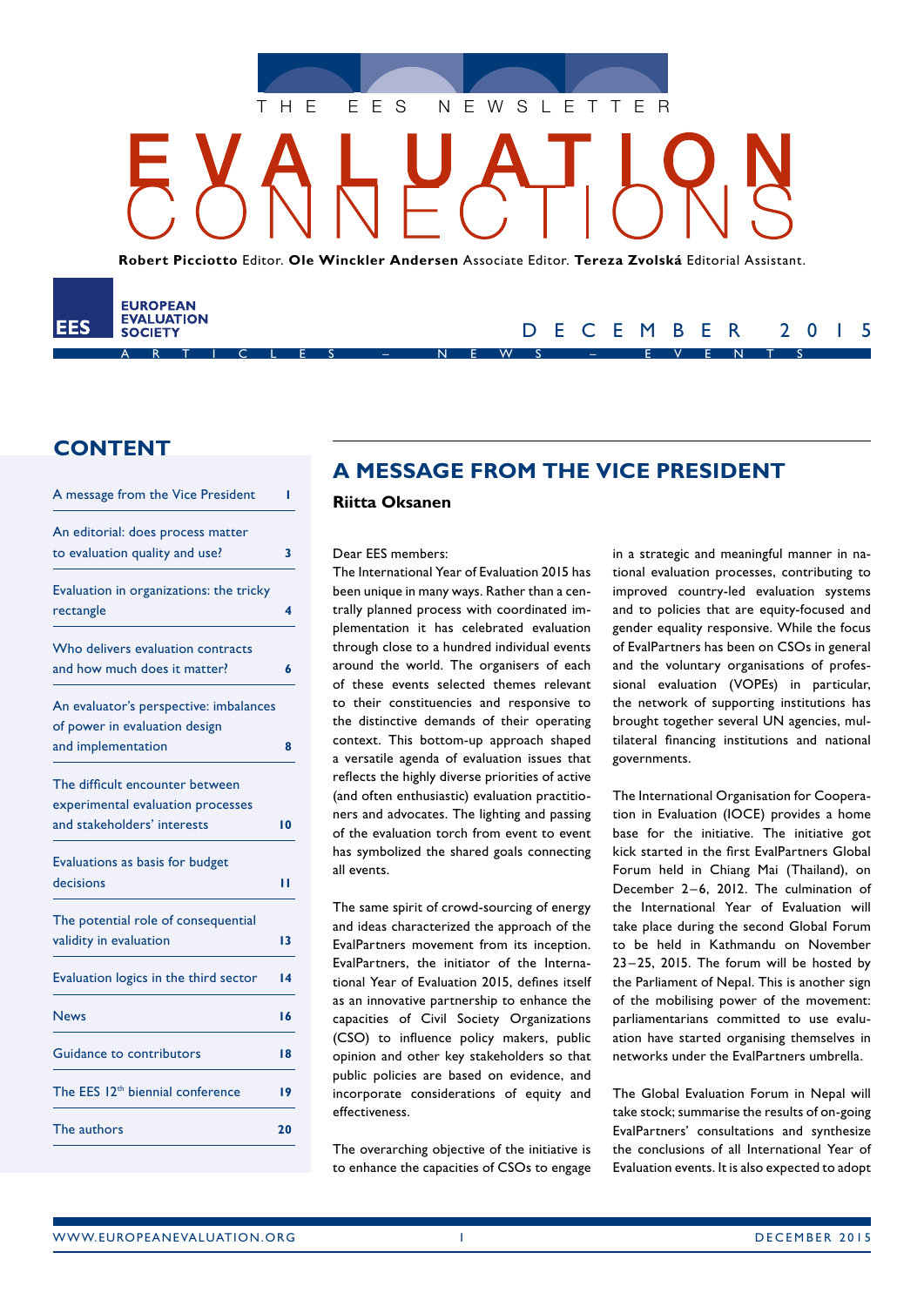THE EES NEWSLETTER

# EVALUATION CONNECTIONS

**Robert Picciotto** Editor. **Ole Winckler Andersen** Associate Editor. **Tereza Zvolská** Editorial Assistant.

EUROPEAN EVALUATION SOCIETY

DECEMBER 2015

ARTICLES – NEWS – EVENTS

## CONTENT

| | |
|---|---|
| A message from the Vice President | 1 |
| An editorial: does process matter to evaluation quality and use? | 3 |
| Evaluation in organizations: the tricky rectangle | 4 |
| Who delivers evaluation contracts and how much does it matter? | 6 |
| An evaluator's perspective: imbalances of power in evaluation design and implementation | 8 |
| The difficult encounter between experimental evaluation processes and stakeholders' interests | 10 |
| Evaluations as basis for budget decisions | 11 |
| The potential role of consequential validity in evaluation | 13 |
| Evaluation logics in the third sector | 14 |
| News | 16 |
| Guidance to contributors | 18 |
| The EES 12th biennial conference | 19 |
| The authors | 20 |

## A MESSAGE FROM THE VICE PRESIDENT

**Riitta Oksanen**

Dear EES members:

The International Year of Evaluation 2015 has been unique in many ways. Rather than a centrally planned process with coordinated implementation it has celebrated evaluation through close to a hundred individual events around the world. The organisers of each of these events selected themes relevant to their constituencies and responsive to the distinctive demands of their operating context. This bottom-up approach shaped a versatile agenda of evaluation issues that reflects the highly diverse priorities of active (and often enthusiastic) evaluation practitioners and advocates. The lighting and passing of the evaluation torch from event to event has symbolized the shared goals connecting all events.

The same spirit of crowd-sourcing of energy and ideas characterized the approach of the EvalPartners movement from its inception. EvalPartners, the initiator of the International Year of Evaluation 2015, defines itself as an innovative partnership to enhance the capacities of Civil Society Organizations (CSO) to influence policy makers, public opinion and other key stakeholders so that public policies are based on evidence, and incorporate considerations of equity and effectiveness.

The overarching objective of the initiative is to enhance the capacities of CSOs to engage in a strategic and meaningful manner in national evaluation processes, contributing to improved country-led evaluation systems and to policies that are equity-focused and gender equality responsive. While the focus of EvalPartners has been on CSOs in general and the voluntary organisations of professional evaluation (VOPEs) in particular, the network of supporting institutions has brought together several UN agencies, multilateral financing institutions and national governments.

The International Organisation for Cooperation in Evaluation (IOCE) provides a home base for the initiative. The initiative got kick started in the first EvalPartners Global Forum held in Chiang Mai (Thailand), on December 2–6, 2012. The culmination of the International Year of Evaluation will take place during the second Global Forum to be held in Kathmandu on November 23–25, 2015. The forum will be hosted by the Parliament of Nepal. This is another sign of the mobilising power of the movement: parliamentarians committed to use evaluation have started organising themselves in networks under the EvalPartners umbrella.

The Global Evaluation Forum in Nepal will take stock; summarise the results of on-going EvalPartners' consultations and synthesize the conclusions of all International Year of Evaluation events. It is also expected to adopt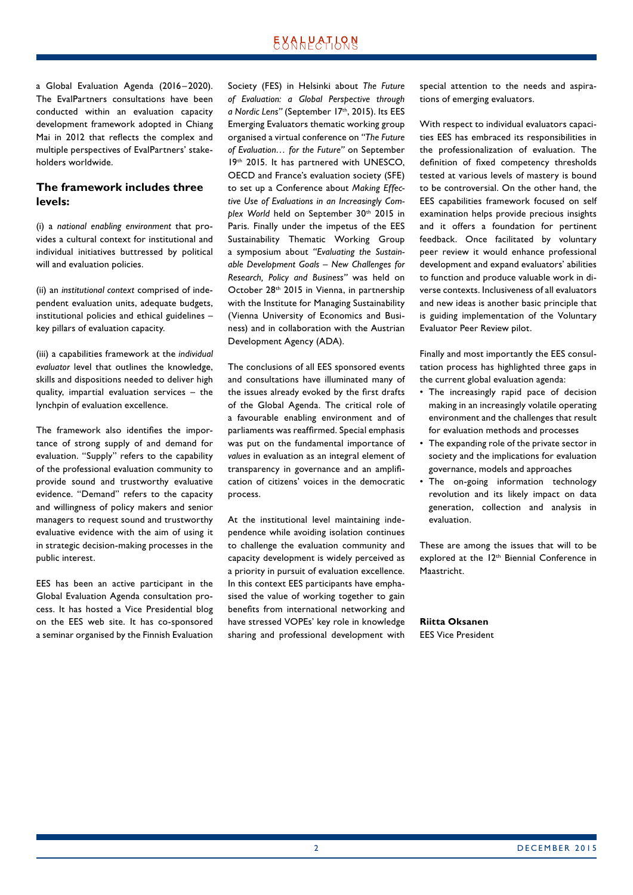a Global Evaluation Agenda (2016–2020). The EvalPartners consultations have been conducted within an evaluation capacity development framework adopted in Chiang Mai in 2012 that reflects the complex and multiple perspectives of EvalPartners' stakeholders worldwide.

## The framework includes three levels:

(i) a *national enabling environment* that provides a cultural context for institutional and individual initiatives buttressed by political will and evaluation policies.

(ii) an *institutional context* comprised of independent evaluation units, adequate budgets, institutional policies and ethical guidelines – key pillars of evaluation capacity.

(iii) a capabilities framework at the *individual evaluator* level that outlines the knowledge, skills and dispositions needed to deliver high quality, impartial evaluation services – the lynchpin of evaluation excellence.

The framework also identifies the importance of strong supply of and demand for evaluation. "Supply" refers to the capability of the professional evaluation community to provide sound and trustworthy evaluative evidence. "Demand" refers to the capacity and willingness of policy makers and senior managers to request sound and trustworthy evaluative evidence with the aim of using it in strategic decision-making processes in the public interest.

EES has been an active participant in the Global Evaluation Agenda consultation process. It has hosted a Vice Presidential blog on the EES web site. It has co-sponsored a seminar organised by the Finnish Evaluation Society (FES) in Helsinki about *The Future of Evaluation: a Global Perspective through a Nordic Lens"* (September 17th, 2015). Its EES Emerging Evaluators thematic working group organised a virtual conference on *"The Future of Evaluation… for the Future"* on September 19th 2015. It has partnered with UNESCO, OECD and France's evaluation society (SFE) to set up a Conference about *Making Effective Use of Evaluations in an Increasingly Complex World* held on September 30th 2015 in Paris. Finally under the impetus of the EES Sustainability Thematic Working Group a symposium about *"Evaluating the Sustainable Development Goals – New Challenges for Research, Policy and Business"* was held on October 28th 2015 in Vienna, in partnership with the Institute for Managing Sustainability (Vienna University of Economics and Business) and in collaboration with the Austrian Development Agency (ADA).

The conclusions of all EES sponsored events and consultations have illuminated many of the issues already evoked by the first drafts of the Global Agenda. The critical role of a favourable enabling environment and of parliaments was reaffirmed. Special emphasis was put on the fundamental importance of *values* in evaluation as an integral element of transparency in governance and an amplification of citizens' voices in the democratic process.

At the institutional level maintaining independence while avoiding isolation continues to challenge the evaluation community and capacity development is widely perceived as a priority in pursuit of evaluation excellence. In this context EES participants have emphasised the value of working together to gain benefits from international networking and have stressed VOPEs' key role in knowledge sharing and professional development with special attention to the needs and aspirations of emerging evaluators.

With respect to individual evaluators capacities EES has embraced its responsibilities in the professionalization of evaluation. The definition of fixed competency thresholds tested at various levels of mastery is bound to be controversial. On the other hand, the EES capabilities framework focused on self examination helps provide precious insights and it offers a foundation for pertinent feedback. Once facilitated by voluntary peer review it would enhance professional development and expand evaluators' abilities to function and produce valuable work in diverse contexts. Inclusiveness of all evaluators and new ideas is another basic principle that is guiding implementation of the Voluntary Evaluator Peer Review pilot.

Finally and most importantly the EES consultation process has highlighted three gaps in the current global evaluation agenda:

- The increasingly rapid pace of decision making in an increasingly volatile operating environment and the challenges that result for evaluation methods and processes
- The expanding role of the private sector in society and the implications for evaluation governance, models and approaches
- The on-going information technology revolution and its likely impact on data generation, collection and analysis in evaluation.

These are among the issues that will to be explored at the 12th Biennial Conference in Maastricht.

**Riitta Oksanen**
EES Vice President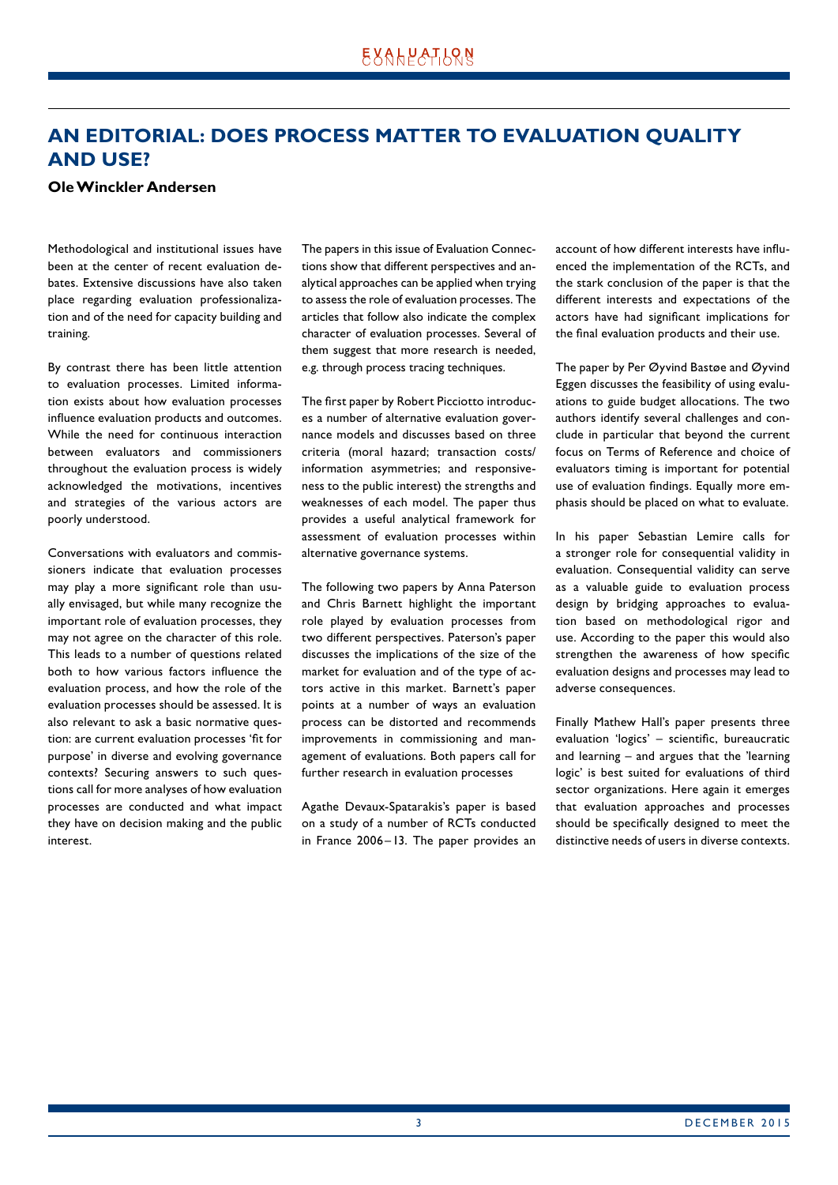# AN EDITORIAL: DOES PROCESS MATTER TO EVALUATION QUALITY AND USE?

**Ole Winckler Andersen**

Methodological and institutional issues have been at the center of recent evaluation debates. Extensive discussions have also taken place regarding evaluation professionalization and of the need for capacity building and training.

By contrast there has been little attention to evaluation processes. Limited information exists about how evaluation processes influence evaluation products and outcomes. While the need for continuous interaction between evaluators and commissioners throughout the evaluation process is widely acknowledged the motivations, incentives and strategies of the various actors are poorly understood.

Conversations with evaluators and commissioners indicate that evaluation processes may play a more significant role than usually envisaged, but while many recognize the important role of evaluation processes, they may not agree on the character of this role. This leads to a number of questions related both to how various factors influence the evaluation process, and how the role of the evaluation processes should be assessed. It is also relevant to ask a basic normative question: are current evaluation processes 'fit for purpose' in diverse and evolving governance contexts? Securing answers to such questions call for more analyses of how evaluation processes are conducted and what impact they have on decision making and the public interest.

The papers in this issue of Evaluation Connections show that different perspectives and analytical approaches can be applied when trying to assess the role of evaluation processes. The articles that follow also indicate the complex character of evaluation processes. Several of them suggest that more research is needed, e.g. through process tracing techniques.

The first paper by Robert Picciotto introduces a number of alternative evaluation governance models and discusses based on three criteria (moral hazard; transaction costs/ information asymmetries; and responsiveness to the public interest) the strengths and weaknesses of each model. The paper thus provides a useful analytical framework for assessment of evaluation processes within alternative governance systems.

The following two papers by Anna Paterson and Chris Barnett highlight the important role played by evaluation processes from two different perspectives. Paterson's paper discusses the implications of the size of the market for evaluation and of the type of actors active in this market. Barnett's paper points at a number of ways an evaluation process can be distorted and recommends improvements in commissioning and management of evaluations. Both papers call for further research in evaluation processes

Agathe Devaux-Spatarakis's paper is based on a study of a number of RCTs conducted in France 2006–13. The paper provides an account of how different interests have influenced the implementation of the RCTs, and the stark conclusion of the paper is that the different interests and expectations of the actors have had significant implications for the final evaluation products and their use.

The paper by Per Øyvind Bastøe and Øyvind Eggen discusses the feasibility of using evaluations to guide budget allocations. The two authors identify several challenges and conclude in particular that beyond the current focus on Terms of Reference and choice of evaluators timing is important for potential use of evaluation findings. Equally more emphasis should be placed on what to evaluate.

In his paper Sebastian Lemire calls for a stronger role for consequential validity in evaluation. Consequential validity can serve as a valuable guide to evaluation process design by bridging approaches to evaluation based on methodological rigor and use. According to the paper this would also strengthen the awareness of how specific evaluation designs and processes may lead to adverse consequences.

Finally Mathew Hall's paper presents three evaluation 'logics' – scientific, bureaucratic and learning – and argues that the 'learning logic' is best suited for evaluations of third sector organizations. Here again it emerges that evaluation approaches and processes should be specifically designed to meet the distinctive needs of users in diverse contexts.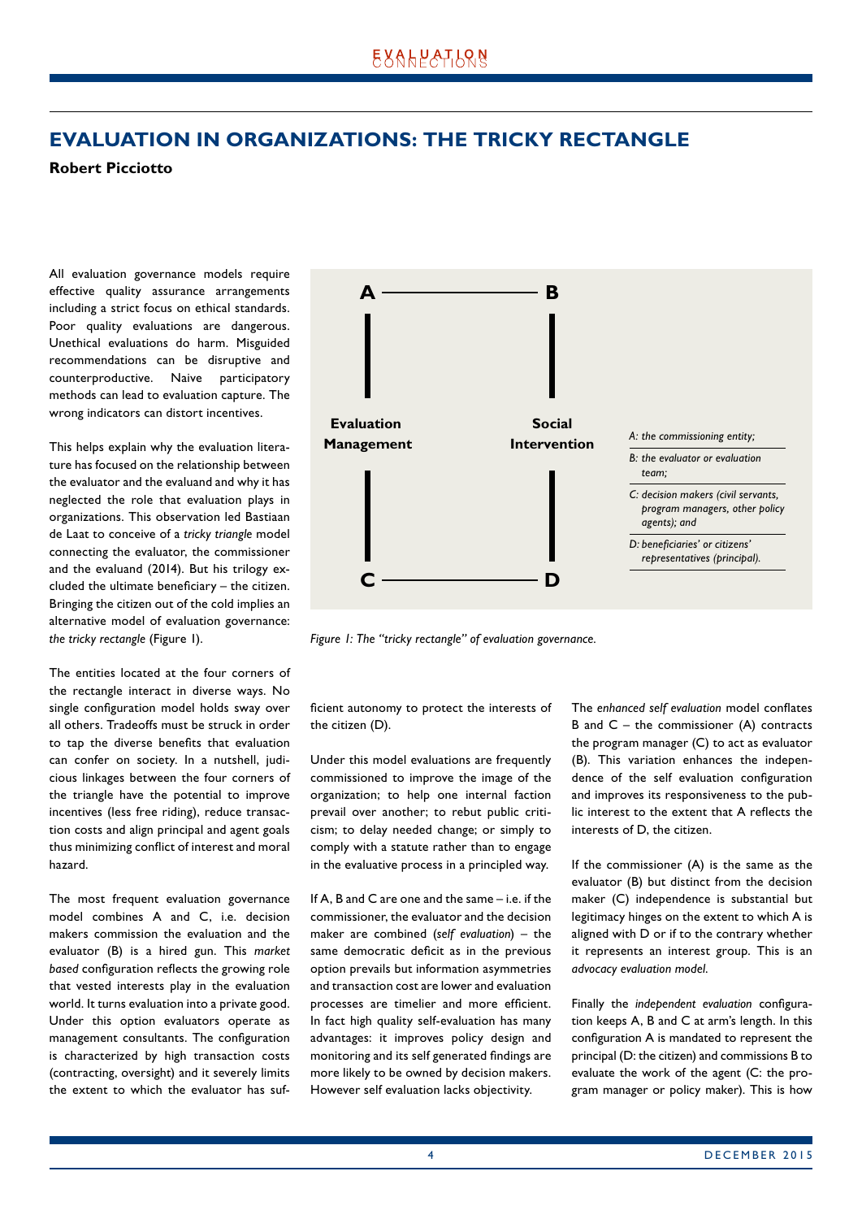# EVALUATION IN ORGANIZATIONS: THE TRICKY RECTANGLE

**Robert Picciotto**

All evaluation governance models require effective quality assurance arrangements including a strict focus on ethical standards. Poor quality evaluations are dangerous. Unethical evaluations do harm. Misguided recommendations can be disruptive and counterproductive. Naive participatory methods can lead to evaluation capture. The wrong indicators can distort incentives.

This helps explain why the evaluation literature has focused on the relationship between the evaluator and the evaluand and why it has neglected the role that evaluation plays in organizations. This observation led Bastiaan de Laat to conceive of a *tricky triangle* model connecting the evaluator, the commissioner and the evaluand (2014). But his trilogy excluded the ultimate beneficiary – the citizen. Bringing the citizen out of the cold implies an alternative model of evaluation governance: *the tricky rectangle* (Figure 1).

A — B

Evaluation Management | Social Intervention

C — D

*A: the commissioning entity;*

*B: the evaluator or evaluation team;*

*C: decision makers (civil servants, program managers, other policy agents); and*

*D: beneficiaries' or citizens' representatives (principal).*

*Figure 1: The "tricky rectangle" of evaluation governance.*

The entities located at the four corners of the rectangle interact in diverse ways. No single configuration model holds sway over all others. Tradeoffs must be struck in order to tap the diverse benefits that evaluation can confer on society. In a nutshell, judicious linkages between the four corners of the triangle have the potential to improve incentives (less free riding), reduce transaction costs and align principal and agent goals thus minimizing conflict of interest and moral hazard.

The most frequent evaluation governance model combines A and C, i.e. decision makers commission the evaluation and the evaluator (B) is a hired gun. This *market based* configuration reflects the growing role that vested interests play in the evaluation world. It turns evaluation into a private good. Under this option evaluators operate as management consultants. The configuration is characterized by high transaction costs (contracting, oversight) and it severely limits the extent to which the evaluator has sufficient autonomy to protect the interests of the citizen (D).

Under this model evaluations are frequently commissioned to improve the image of the organization; to help one internal faction prevail over another; to rebut public criticism; to delay needed change; or simply to comply with a statute rather than to engage in the evaluative process in a principled way.

If A, B and C are one and the same – i.e. if the commissioner, the evaluator and the decision maker are combined (*self evaluation*) – the same democratic deficit as in the previous option prevails but information asymmetries and transaction cost are lower and evaluation processes are timelier and more efficient. In fact high quality self-evaluation has many advantages: it improves policy design and monitoring and its self generated findings are more likely to be owned by decision makers. However self evaluation lacks objectivity.

The *enhanced self evaluation* model conflates B and C – the commissioner (A) contracts the program manager (C) to act as evaluator (B). This variation enhances the independence of the self evaluation configuration and improves its responsiveness to the public interest to the extent that A reflects the interests of D, the citizen.

If the commissioner (A) is the same as the evaluator (B) but distinct from the decision maker (C) independence is substantial but legitimacy hinges on the extent to which A is aligned with D or if to the contrary whether it represents an interest group. This is an *advocacy evaluation model*.

Finally the *independent evaluation* configuration keeps A, B and C at arm's length. In this configuration A is mandated to represent the principal (D: the citizen) and commissions B to evaluate the work of the agent (C: the program manager or policy maker). This is how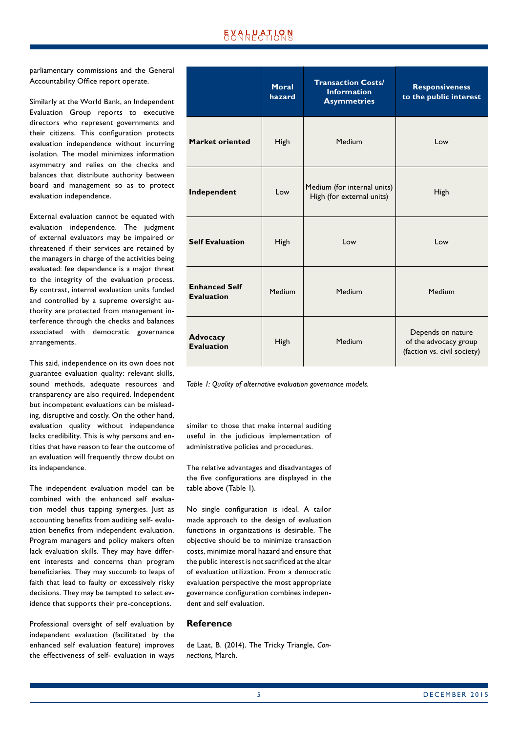parliamentary commissions and the General Accountability Office report operate.

Similarly at the World Bank, an Independent Evaluation Group reports to executive directors who represent governments and their citizens. This configuration protects evaluation independence without incurring isolation. The model minimizes information asymmetry and relies on the checks and balances that distribute authority between board and management so as to protect evaluation independence.

External evaluation cannot be equated with evaluation independence. The judgment of external evaluators may be impaired or threatened if their services are retained by the managers in charge of the activities being evaluated: fee dependence is a major threat to the integrity of the evaluation process. By contrast, internal evaluation units funded and controlled by a supreme oversight authority are protected from management interference through the checks and balances associated with democratic governance arrangements.

This said, independence on its own does not guarantee evaluation quality: relevant skills, sound methods, adequate resources and transparency are also required. Independent but incompetent evaluations can be misleading, disruptive and costly. On the other hand, evaluation quality without independence lacks credibility. This is why persons and entities that have reason to fear the outcome of an evaluation will frequently throw doubt on its independence.

The independent evaluation model can be combined with the enhanced self evaluation model thus tapping synergies. Just as accounting benefits from auditing self- evaluation benefits from independent evaluation. Program managers and policy makers often lack evaluation skills. They may have different interests and concerns than program beneficiaries. They may succumb to leaps of faith that lead to faulty or excessively risky decisions. They may be tempted to select evidence that supports their pre-conceptions.

Professional oversight of self evaluation by independent evaluation (facilitated by the enhanced self evaluation feature) improves the effectiveness of self- evaluation in ways similar to those that make internal auditing useful in the judicious implementation of administrative policies and procedures.

|  | Moral hazard | Transaction Costs/ Information Asymmetries | Responsiveness to the public interest |
|---|---|---|---|
| **Market oriented** | High | Medium | Low |
| **Independent** | Low | Medium (for internal units) High (for external units) | High |
| **Self Evaluation** | High | Low | Low |
| **Enhanced Self Evaluation** | Medium | Medium | Medium |
| **Advocacy Evaluation** | High | Medium | Depends on nature of the advocacy group (faction vs. civil society) |

*Table 1: Quality of alternative evaluation governance models.*

The relative advantages and disadvantages of the five configurations are displayed in the table above (Table 1).

No single configuration is ideal. A tailor made approach to the design of evaluation functions in organizations is desirable. The objective should be to minimize transaction costs, minimize moral hazard and ensure that the public interest is not sacrificed at the altar of evaluation utilization. From a democratic evaluation perspective the most appropriate governance configuration combines independent and self evaluation.

## Reference

de Laat, B. (2014). The Tricky Triangle, *Connections,* March.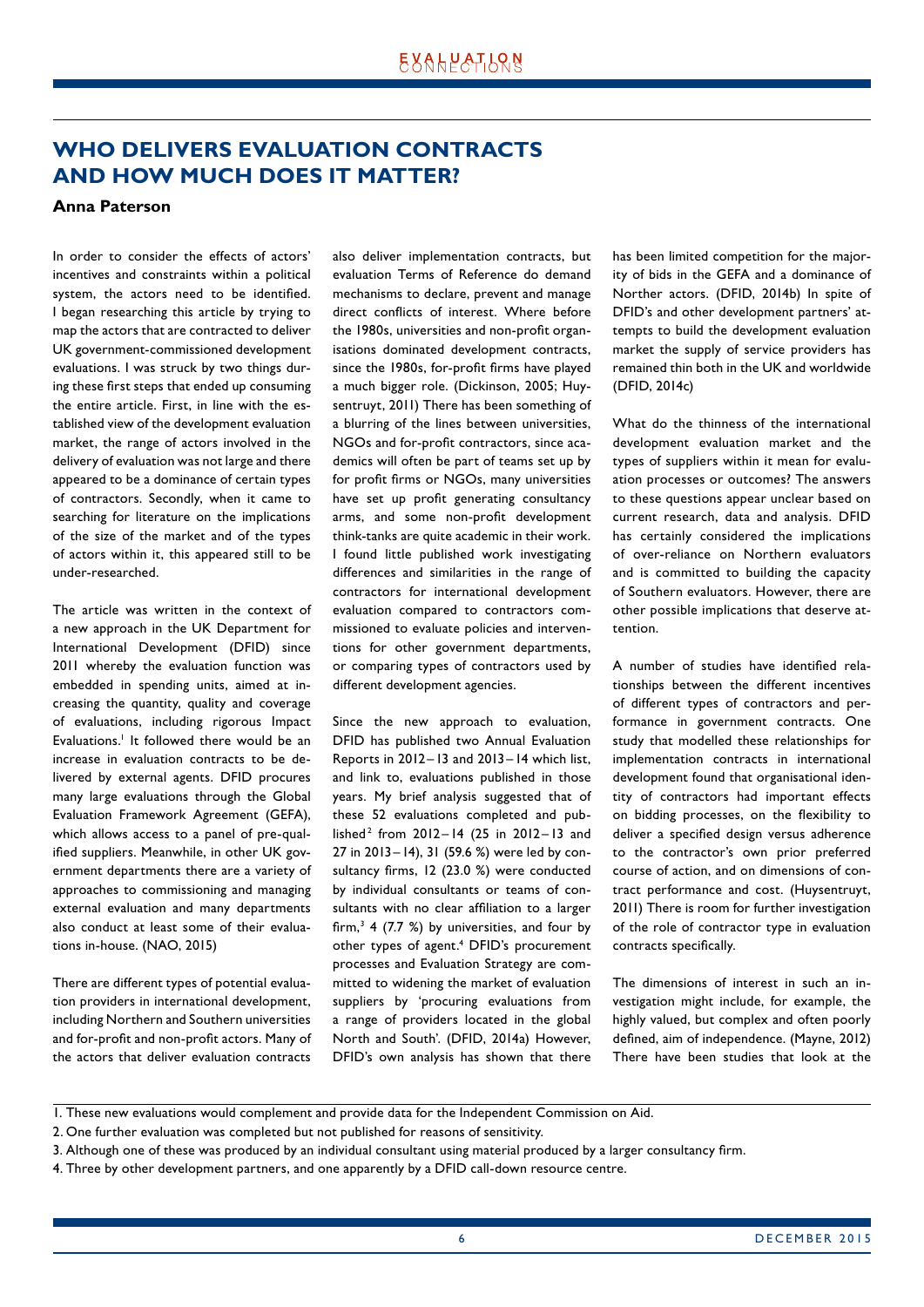## WHO DELIVERS EVALUATION CONTRACTS AND HOW MUCH DOES IT MATTER?

**Anna Paterson**

In order to consider the effects of actors' incentives and constraints within a political system, the actors need to be identified. I began researching this article by trying to map the actors that are contracted to deliver UK government-commissioned development evaluations. I was struck by two things during these first steps that ended up consuming the entire article. First, in line with the established view of the development evaluation market, the range of actors involved in the delivery of evaluation was not large and there appeared to be a dominance of certain types of contractors. Secondly, when it came to searching for literature on the implications of the size of the market and of the types of actors within it, this appeared still to be under-researched.

The article was written in the context of a new approach in the UK Department for International Development (DFID) since 2011 whereby the evaluation function was embedded in spending units, aimed at increasing the quantity, quality and coverage of evaluations, including rigorous Impact Evaluations.[1] It followed there would be an increase in evaluation contracts to be delivered by external agents. DFID procures many large evaluations through the Global Evaluation Framework Agreement (GEFA), which allows access to a panel of pre-qualified suppliers. Meanwhile, in other UK government departments there are a variety of approaches to commissioning and managing external evaluation and many departments also conduct at least some of their evaluations in-house. (NAO, 2015)

There are different types of potential evaluation providers in international development, including Northern and Southern universities and for-profit and non-profit actors. Many of the actors that deliver evaluation contracts also deliver implementation contracts, but evaluation Terms of Reference do demand mechanisms to declare, prevent and manage direct conflicts of interest. Where before the 1980s, universities and non-profit organisations dominated development contracts, since the 1980s, for-profit firms have played a much bigger role. (Dickinson, 2005; Huysentruyt, 2011) There has been something of a blurring of the lines between universities, NGOs and for-profit contractors, since academics will often be part of teams set up by for profit firms or NGOs, many universities have set up profit generating consultancy arms, and some non-profit development think-tanks are quite academic in their work. I found little published work investigating differences and similarities in the range of contractors for international development evaluation compared to contractors commissioned to evaluate policies and interventions for other government departments, or comparing types of contractors used by different development agencies.

Since the new approach to evaluation, DFID has published two Annual Evaluation Reports in 2012–13 and 2013–14 which list, and link to, evaluations published in those years. My brief analysis suggested that of these 52 evaluations completed and published[2] from 2012–14 (25 in 2012–13 and 27 in 2013–14), 31 (59.6 %) were led by consultancy firms, 12 (23.0 %) were conducted by individual consultants or teams of consultants with no clear affiliation to a larger firm,[3] 4 (7.7 %) by universities, and four by other types of agent.[4] DFID's procurement processes and Evaluation Strategy are committed to widening the market of evaluation suppliers by 'procuring evaluations from a range of providers located in the global North and South'. (DFID, 2014a) However, DFID's own analysis has shown that there has been limited competition for the majority of bids in the GEFA and a dominance of Norther actors. (DFID, 2014b) In spite of DFID's and other development partners' attempts to build the development evaluation market the supply of service providers has remained thin both in the UK and worldwide (DFID, 2014c)

What do the thinness of the international development evaluation market and the types of suppliers within it mean for evaluation processes or outcomes? The answers to these questions appear unclear based on current research, data and analysis. DFID has certainly considered the implications of over-reliance on Northern evaluators and is committed to building the capacity of Southern evaluators. However, there are other possible implications that deserve attention.

A number of studies have identified relationships between the different incentives of different types of contractors and performance in government contracts. One study that modelled these relationships for implementation contracts in international development found that organisational identity of contractors had important effects on bidding processes, on the flexibility to deliver a specified design versus adherence to the contractor's own prior preferred course of action, and on dimensions of contract performance and cost. (Huysentruyt, 2011) There is room for further investigation of the role of contractor type in evaluation contracts specifically.

The dimensions of interest in such an investigation might include, for example, the highly valued, but complex and often poorly defined, aim of independence. (Mayne, 2012) There have been studies that look at the

---

1. These new evaluations would complement and provide data for the Independent Commission on Aid.
2. One further evaluation was completed but not published for reasons of sensitivity.
3. Although one of these was produced by an individual consultant using material produced by a larger consultancy firm.
4. Three by other development partners, and one apparently by a DFID call-down resource centre.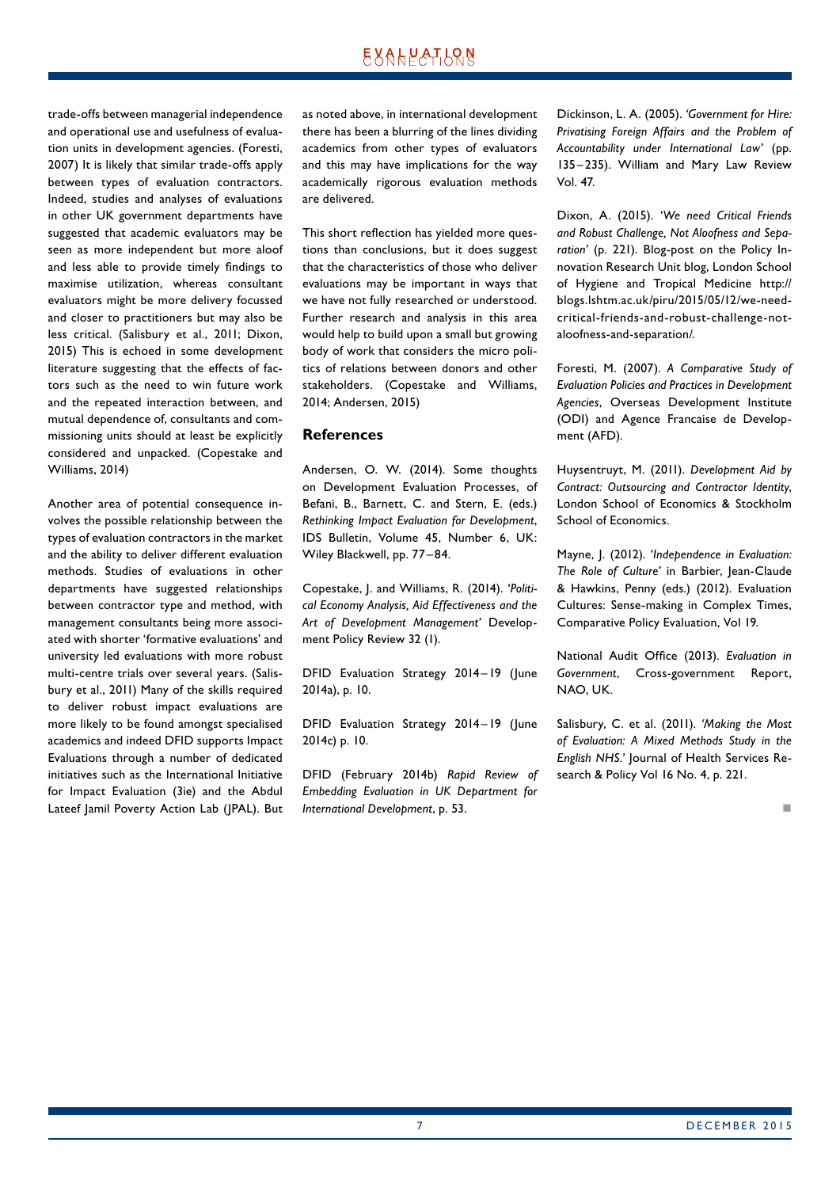trade-offs between managerial independence and operational use and usefulness of evaluation units in development agencies. (Foresti, 2007) It is likely that similar trade-offs apply between types of evaluation contractors. Indeed, studies and analyses of evaluations in other UK government departments have suggested that academic evaluators may be seen as more independent but more aloof and less able to provide timely findings to maximise utilization, whereas consultant evaluators might be more delivery focussed and closer to practitioners but may also be less critical. (Salisbury et al., 2011; Dixon, 2015) This is echoed in some development literature suggesting that the effects of factors such as the need to win future work and the repeated interaction between, and mutual dependence of, consultants and commissioning units should at least be explicitly considered and unpacked. (Copestake and Williams, 2014)

Another area of potential consequence involves the possible relationship between the types of evaluation contractors in the market and the ability to deliver different evaluation methods. Studies of evaluations in other departments have suggested relationships between contractor type and method, with management consultants being more associated with shorter 'formative evaluations' and university led evaluations with more robust multi-centre trials over several years. (Salisbury et al., 2011) Many of the skills required to deliver robust impact evaluations are more likely to be found amongst specialised academics and indeed DFID supports Impact Evaluations through a number of dedicated initiatives such as the International Initiative for Impact Evaluation (3ie) and the Abdul Lateef Jamil Poverty Action Lab (JPAL). But as noted above, in international development there has been a blurring of the lines dividing academics from other types of evaluators and this may have implications for the way academically rigorous evaluation methods are delivered.

This short reflection has yielded more questions than conclusions, but it does suggest that the characteristics of those who deliver evaluations may be important in ways that we have not fully researched or understood. Further research and analysis in this area would help to build upon a small but growing body of work that considers the micro politics of relations between donors and other stakeholders. (Copestake and Williams, 2014; Andersen, 2015)

## References

Andersen, O. W. (2014). Some thoughts on Development Evaluation Processes, of Befani, B., Barnett, C. and Stern, E. (eds.) *Rethinking Impact Evaluation for Development*, IDS Bulletin, Volume 45, Number 6, UK: Wiley Blackwell, pp. 77–84.

Copestake, J. and Williams, R. (2014). *'Political Economy Analysis, Aid Effectiveness and the Art of Development Management'* Development Policy Review 32 (1).

DFID Evaluation Strategy 2014–19 (June 2014a), p. 10.

DFID Evaluation Strategy 2014–19 (June 2014c) p. 10.

DFID (February 2014b) *Rapid Review of Embedding Evaluation in UK Department for International Development*, p. 53.

Dickinson, L. A. (2005). *'Government for Hire: Privatising Foreign Affairs and the Problem of Accountability under International Law'* (pp. 135–235). William and Mary Law Review Vol. 47.

Dixon, A. (2015). *'We need Critical Friends and Robust Challenge, Not Aloofness and Separation'* (p. 221). Blog-post on the Policy Innovation Research Unit blog, London School of Hygiene and Tropical Medicine http://blogs.lshtm.ac.uk/piru/2015/05/12/we-need-critical-friends-and-robust-challenge-not-aloofness-and-separation/.

Foresti, M. (2007). *A Comparative Study of Evaluation Policies and Practices in Development Agencies*, Overseas Development Institute (ODI) and Agence Francaise de Development (AFD).

Huysentruyt, M. (2011). *Development Aid by Contract: Outsourcing and Contractor Identity*, London School of Economics & Stockholm School of Economics.

Mayne, J. (2012). *'Independence in Evaluation: The Role of Culture'* in Barbier, Jean-Claude & Hawkins, Penny (eds.) (2012). Evaluation Cultures: Sense-making in Complex Times, Comparative Policy Evaluation, Vol 19.

National Audit Office (2013). *Evaluation in Government*, Cross-government Report, NAO, UK.

Salisbury, C. et al. (2011). *'Making the Most of Evaluation: A Mixed Methods Study in the English NHS.'* Journal of Health Services Research & Policy Vol 16 No. 4, p. 221.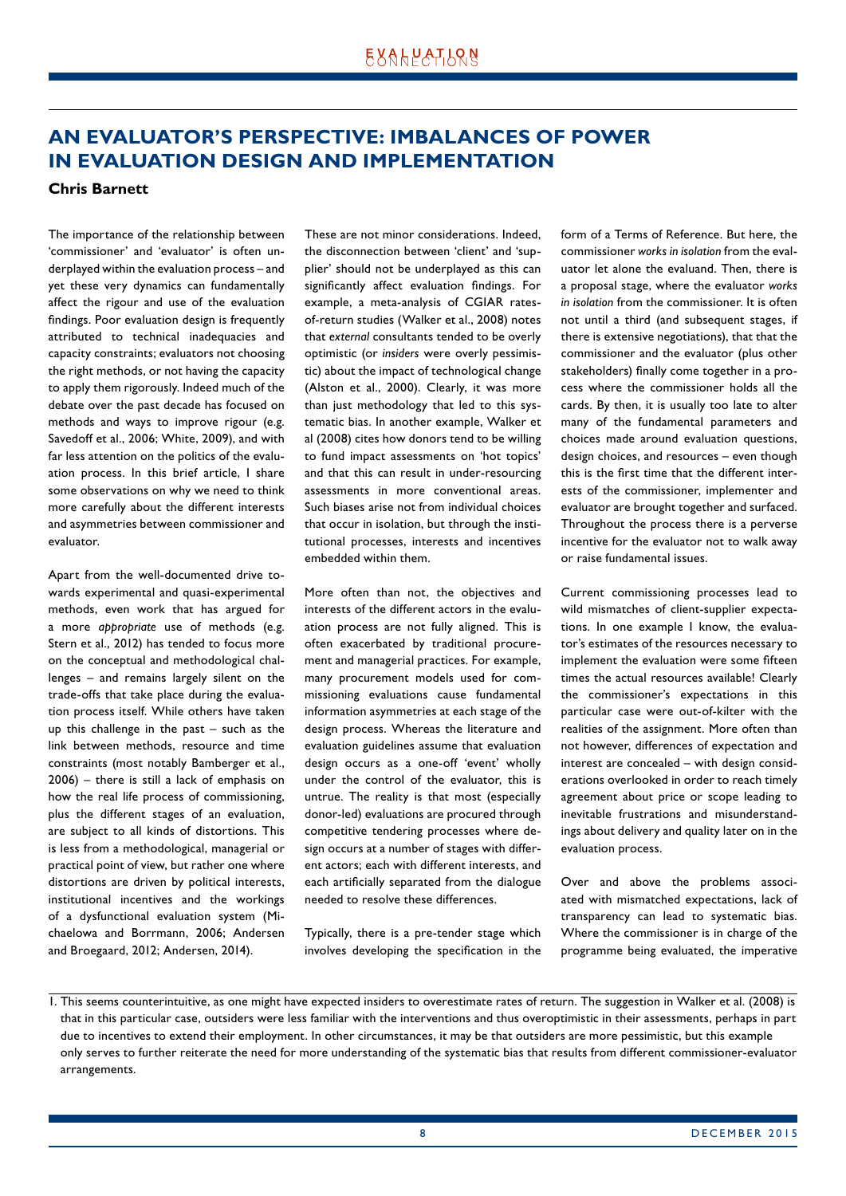## AN EVALUATOR'S PERSPECTIVE: IMBALANCES OF POWER IN EVALUATION DESIGN AND IMPLEMENTATION

**Chris Barnett**

The importance of the relationship between 'commissioner' and 'evaluator' is often underplayed within the evaluation process – and yet these very dynamics can fundamentally affect the rigour and use of the evaluation findings. Poor evaluation design is frequently attributed to technical inadequacies and capacity constraints; evaluators not choosing the right methods, or not having the capacity to apply them rigorously. Indeed much of the debate over the past decade has focused on methods and ways to improve rigour (e.g. Savedoff et al., 2006; White, 2009), and with far less attention on the politics of the evaluation process. In this brief article, I share some observations on why we need to think more carefully about the different interests and asymmetries between commissioner and evaluator.

Apart from the well-documented drive towards experimental and quasi-experimental methods, even work that has argued for a more *appropriate* use of methods (e.g. Stern et al., 2012) has tended to focus more on the conceptual and methodological challenges – and remains largely silent on the trade-offs that take place during the evaluation process itself. While others have taken up this challenge in the past – such as the link between methods, resource and time constraints (most notably Bamberger et al., 2006) – there is still a lack of emphasis on how the real life process of commissioning, plus the different stages of an evaluation, are subject to all kinds of distortions. This is less from a methodological, managerial or practical point of view, but rather one where distortions are driven by political interests, institutional incentives and the workings of a dysfunctional evaluation system (Michaelowa and Borrmann, 2006; Andersen and Broegaard, 2012; Andersen, 2014).

These are not minor considerations. Indeed, the disconnection between 'client' and 'supplier' should not be underplayed as this can significantly affect evaluation findings. For example, a meta-analysis of CGIAR rates-of-return studies (Walker et al., 2008) notes that *external* consultants tended to be overly optimistic (or *insiders* were overly pessimistic) about the impact of technological change (Alston et al., 2000). Clearly, it was more than just methodology that led to this systematic bias. In another example, Walker et al (2008) cites how donors tend to be willing to fund impact assessments on 'hot topics' and that this can result in under-resourcing assessments in more conventional areas. Such biases arise not from individual choices that occur in isolation, but through the institutional processes, interests and incentives embedded within them.

More often than not, the objectives and interests of the different actors in the evaluation process are not fully aligned. This is often exacerbated by traditional procurement and managerial practices. For example, many procurement models used for commissioning evaluations cause fundamental information asymmetries at each stage of the design process. Whereas the literature and evaluation guidelines assume that evaluation design occurs as a one-off 'event' wholly under the control of the evaluator, this is untrue. The reality is that most (especially donor-led) evaluations are procured through competitive tendering processes where design occurs at a number of stages with different actors; each with different interests, and each artificially separated from the dialogue needed to resolve these differences.

Typically, there is a pre-tender stage which involves developing the specification in the form of a Terms of Reference. But here, the commissioner *works in isolation* from the evaluator let alone the evaluand. Then, there is a proposal stage, where the evaluator *works in isolation* from the commissioner. It is often not until a third (and subsequent stages, if there is extensive negotiations), that the commissioner and the evaluator (plus other stakeholders) finally come together in a process where the commissioner holds all the cards. By then, it is usually too late to alter many of the fundamental parameters and choices made around evaluation questions, design choices, and resources – even though this is the first time that the different interests of the commissioner, implementer and evaluator are brought together and surfaced. Throughout the process there is a perverse incentive for the evaluator not to walk away or raise fundamental issues.

Current commissioning processes lead to wild mismatches of client-supplier expectations. In one example I know, the evaluator's estimates of the resources necessary to implement the evaluation were some fifteen times the actual resources available! Clearly the commissioner's expectations in this particular case were out-of-kilter with the realities of the assignment. More often than not however, differences of expectation and interest are concealed – with design considerations overlooked in order to reach timely agreement about price or scope leading to inevitable frustrations and misunderstandings about delivery and quality later on in the evaluation process.

Over and above the problems associated with mismatched expectations, lack of transparency can lead to systematic bias. Where the commissioner is in charge of the programme being evaluated, the imperative

1. This seems counterintuitive, as one might have expected insiders to overestimate rates of return. The suggestion in Walker et al. (2008) is that in this particular case, outsiders were less familiar with the interventions and thus overoptimistic in their assessments, perhaps in part due to incentives to extend their employment. In other circumstances, it may be that outsiders are more pessimistic, but this example only serves to further reiterate the need for more understanding of the systematic bias that results from different commissioner-evaluator arrangements.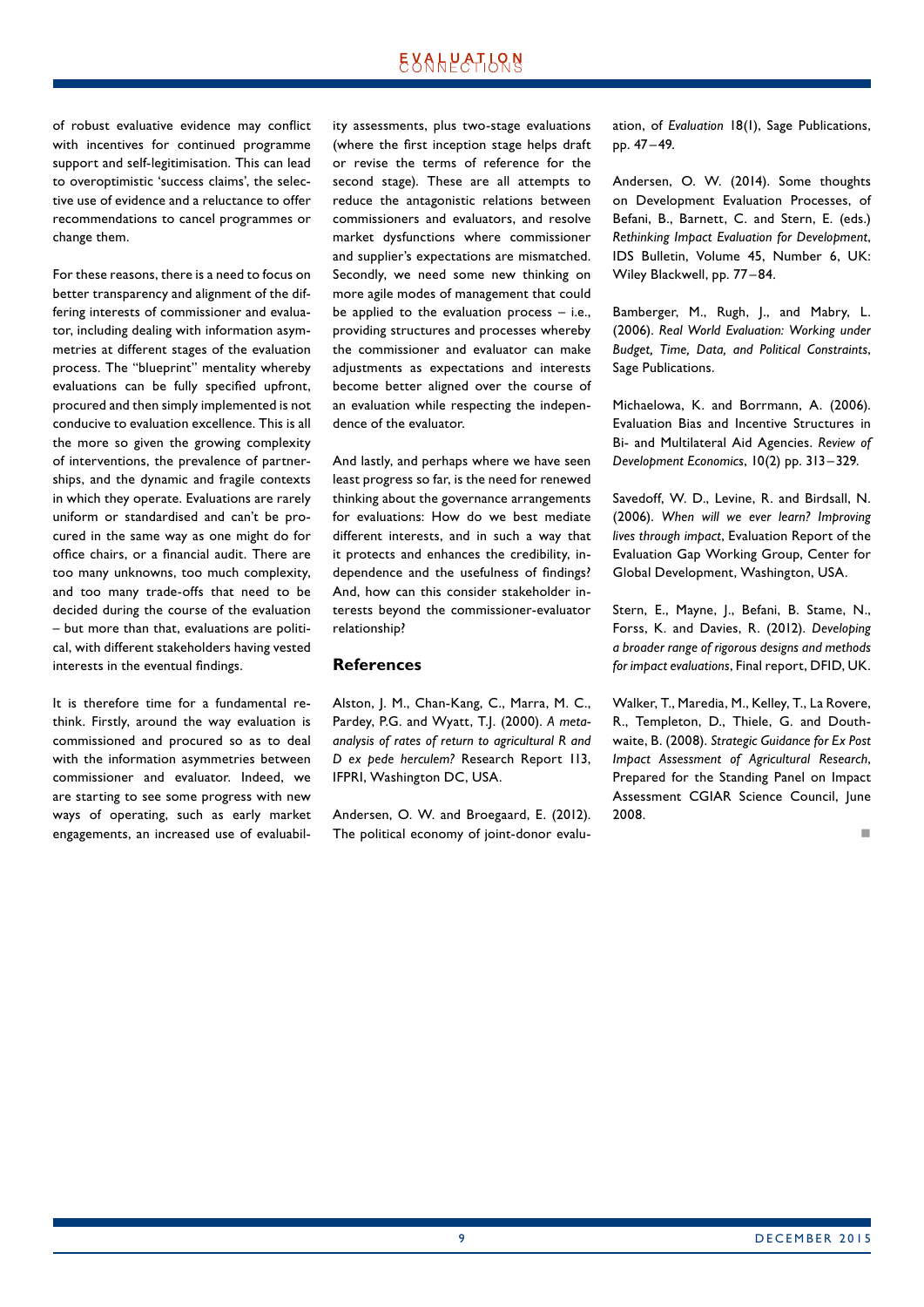of robust evaluative evidence may conflict with incentives for continued programme support and self-legitimisation. This can lead to overoptimistic 'success claims', the selective use of evidence and a reluctance to offer recommendations to cancel programmes or change them.

For these reasons, there is a need to focus on better transparency and alignment of the differing interests of commissioner and evaluator, including dealing with information asymmetries at different stages of the evaluation process. The "blueprint" mentality whereby evaluations can be fully specified upfront, procured and then simply implemented is not conducive to evaluation excellence. This is all the more so given the growing complexity of interventions, the prevalence of partnerships, and the dynamic and fragile contexts in which they operate. Evaluations are rarely uniform or standardised and can't be procured in the same way as one might do for office chairs, or a financial audit. There are too many unknowns, too much complexity, and too many trade-offs that need to be decided during the course of the evaluation – but more than that, evaluations are political, with different stakeholders having vested interests in the eventual findings.

It is therefore time for a fundamental rethink. Firstly, around the way evaluation is commissioned and procured so as to deal with the information asymmetries between commissioner and evaluator. Indeed, we are starting to see some progress with new ways of operating, such as early market engagements, an increased use of evaluability assessments, plus two-stage evaluations (where the first inception stage helps draft or revise the terms of reference for the second stage). These are all attempts to reduce the antagonistic relations between commissioners and evaluators, and resolve market dysfunctions where commissioner and supplier's expectations are mismatched. Secondly, we need some new thinking on more agile modes of management that could be applied to the evaluation process – i.e., providing structures and processes whereby the commissioner and evaluator can make adjustments as expectations and interests become better aligned over the course of an evaluation while respecting the independence of the evaluator.

And lastly, and perhaps where we have seen least progress so far, is the need for renewed thinking about the governance arrangements for evaluations: How do we best mediate different interests, and in such a way that it protects and enhances the credibility, independence and the usefulness of findings? And, how can this consider stakeholder interests beyond the commissioner-evaluator relationship?

## References

Alston, J. M., Chan-Kang, C., Marra, M. C., Pardey, P.G. and Wyatt, T.J. (2000). *A meta-analysis of rates of return to agricultural R and D ex pede herculem?* Research Report 113, IFPRI, Washington DC, USA.

Andersen, O. W. and Broegaard, E. (2012). The political economy of joint-donor evaluation, of *Evaluation* 18(1), Sage Publications, pp. 47–49.

Andersen, O. W. (2014). Some thoughts on Development Evaluation Processes, of Befani, B., Barnett, C. and Stern, E. (eds.) *Rethinking Impact Evaluation for Development*, IDS Bulletin, Volume 45, Number 6, UK: Wiley Blackwell, pp. 77–84.

Bamberger, M., Rugh, J., and Mabry, L. (2006). *Real World Evaluation: Working under Budget, Time, Data, and Political Constraints*, Sage Publications.

Michaelowa, K. and Borrmann, A. (2006). Evaluation Bias and Incentive Structures in Bi- and Multilateral Aid Agencies. *Review of Development Economics*, 10(2) pp. 313–329.

Savedoff, W. D., Levine, R. and Birdsall, N. (2006). *When will we ever learn? Improving lives through impact*, Evaluation Report of the Evaluation Gap Working Group, Center for Global Development, Washington, USA.

Stern, E., Mayne, J., Befani, B. Stame, N., Forss, K. and Davies, R. (2012). *Developing a broader range of rigorous designs and methods for impact evaluations*, Final report, DFID, UK.

Walker, T., Maredia, M., Kelley, T., La Rovere, R., Templeton, D., Thiele, G. and Douthwaite, B. (2008). *Strategic Guidance for Ex Post Impact Assessment of Agricultural Research*, Prepared for the Standing Panel on Impact Assessment CGIAR Science Council, June 2008.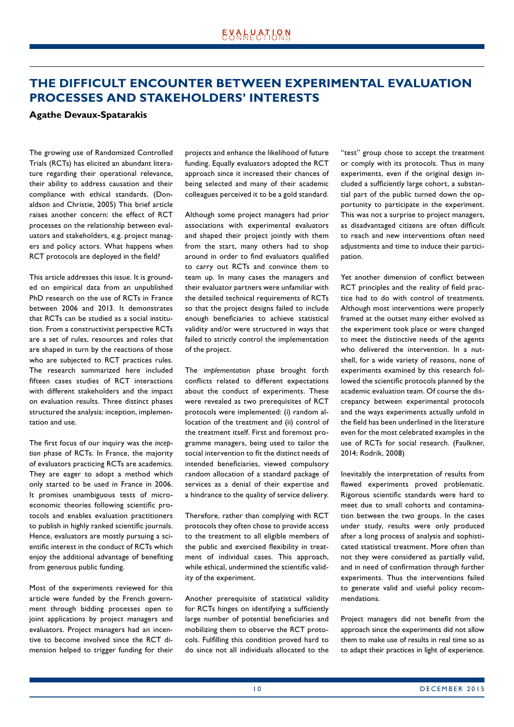# THE DIFFICULT ENCOUNTER BETWEEN EXPERIMENTAL EVALUATION PROCESSES AND STAKEHOLDERS' INTERESTS

**Agathe Devaux-Spatarakis**

The growing use of Randomized Controlled Trials (RCTs) has elicited an abundant literature regarding their operational relevance, their ability to address causation and their compliance with ethical standards. (Donaldson and Christie, 2005) This brief article raises another concern: the effect of RCT processes on the relationship between evaluators and stakeholders, e.g. project managers and policy actors. What happens when RCT protocols are deployed in the field?

This article addresses this issue. It is grounded on empirical data from an unpublished PhD research on the use of RCTs in France between 2006 and 2013. It demonstrates that RCTs can be studied as a social institution. From a constructivist perspective RCTs are a set of rules, resources and roles that are shaped in turn by the reactions of those who are subjected to RCT practices rules. The research summarized here included fifteen cases studies of RCT interactions with different stakeholders and the impact on evaluation results. Three distinct phases structured the analysis: inception, implementation and use.

The first focus of our inquiry was the *inception* phase of RCTs. In France, the majority of evaluators practicing RCTs are academics. They are eager to adopt a method which only started to be used in France in 2006. It promises unambiguous tests of microeconomic theories following scientific protocols and enables evaluation practitioners to publish in highly ranked scientific journals. Hence, evaluators are mostly pursuing a scientific interest in the conduct of RCTs which enjoy the additional advantage of benefiting from generous public funding.

Most of the experiments reviewed for this article were funded by the French government through bidding processes open to joint applications by project managers and evaluators. Project managers had an incentive to become involved since the RCT dimension helped to trigger funding for their projects and enhance the likelihood of future funding. Equally evaluators adopted the RCT approach since it increased their chances of being selected and many of their academic colleagues perceived it to be a gold standard.

Although some project managers had prior associations with experimental evaluators and shaped their project jointly with them from the start, many others had to shop around in order to find evaluators qualified to carry out RCTs and convince them to team up. In many cases the managers and their evaluator partners were unfamiliar with the detailed technical requirements of RCTs so that the project designs failed to include enough beneficiaries to achieve statistical validity and/or were structured in ways that failed to strictly control the implementation of the project.

The *implementation* phase brought forth conflicts related to different expectations about the conduct of experiments. These were revealed as two prerequisites of RCT protocols were implemented: (i) random allocation of the treatment and (ii) control of the treatment itself. First and foremost programme managers, being used to tailor the social intervention to fit the distinct needs of intended beneficiaries, viewed compulsory random allocation of a standard package of services as a denial of their expertise and a hindrance to the quality of service delivery.

Therefore, rather than complying with RCT protocols they often chose to provide access to the treatment to all eligible members of the public and exercised flexibility in treatment of individual cases. This approach, while ethical, undermined the scientific validity of the experiment.

Another prerequisite of statistical validity for RCTs hinges on identifying a sufficiently large number of potential beneficiaries and mobilizing them to observe the RCT protocols. Fulfilling this condition proved hard to do since not all individuals allocated to the "test" group chose to accept the treatment or comply with its protocols. Thus in many experiments, even if the original design included a sufficiently large cohort, a substantial part of the public turned down the opportunity to participate in the experiment. This was not a surprise to project managers, as disadvantaged citizens are often difficult to reach and new interventions often need adjustments and time to induce their participation.

Yet another dimension of conflict between RCT principles and the reality of field practice had to do with control of treatments. Although most interventions were properly framed at the outset many either evolved as the experiment took place or were changed to meet the distinctive needs of the agents who delivered the intervention. In a nutshell, for a wide variety of reasons, none of experiments examined by this research followed the scientific protocols planned by the academic evaluation team. Of course the discrepancy between experimental protocols and the ways experiments actually unfold in the field has been underlined in the literature even for the most celebrated examples in the use of RCTs for social research. (Faulkner, 2014; Rodrik, 2008)

Inevitably the interpretation of results from flawed experiments proved problematic. Rigorous scientific standards were hard to meet due to small cohorts and contamination between the two groups. In the cases under study, results were only produced after a long process of analysis and sophisticated statistical treatment. More often than not they were considered as partially valid, and in need of confirmation through further experiments. Thus the interventions failed to generate valid and useful policy recommendations.

Project managers did not benefit from the approach since the experiments did not allow them to make use of results in real time so as to adapt their practices in light of experience.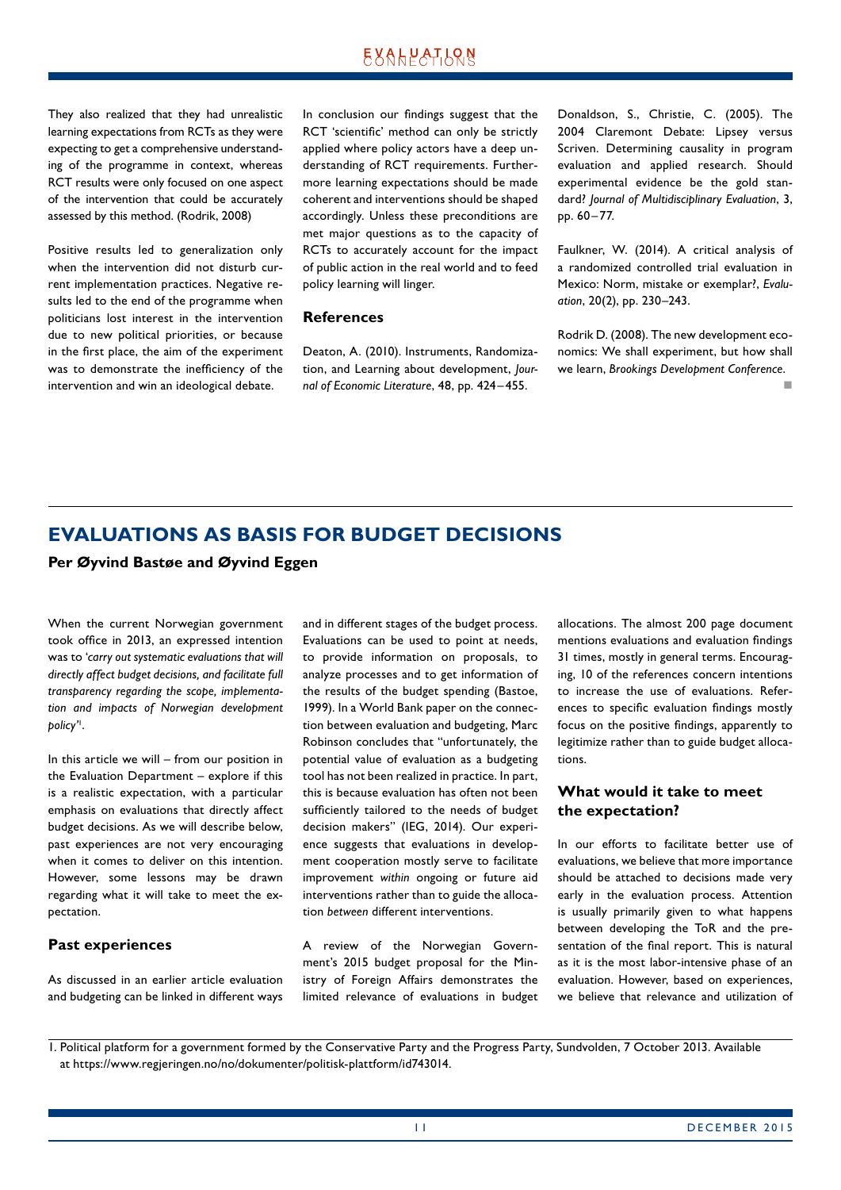They also realized that they had unrealistic learning expectations from RCTs as they were expecting to get a comprehensive understanding of the programme in context, whereas RCT results were only focused on one aspect of the intervention that could be accurately assessed by this method. (Rodrik, 2008)

Positive results led to generalization only when the intervention did not disturb current implementation practices. Negative results led to the end of the programme when politicians lost interest in the intervention due to new political priorities, or because in the first place, the aim of the experiment was to demonstrate the inefficiency of the intervention and win an ideological debate.

In conclusion our findings suggest that the RCT 'scientific' method can only be strictly applied where policy actors have a deep understanding of RCT requirements. Furthermore learning expectations should be made coherent and interventions should be shaped accordingly. Unless these preconditions are met major questions as to the capacity of RCTs to accurately account for the impact of public action in the real world and to feed policy learning will linger.

### References

Deaton, A. (2010). Instruments, Randomization, and Learning about development, *Journal of Economic Literature*, 48, pp. 424–455.

Donaldson, S., Christie, C. (2005). The 2004 Claremont Debate: Lipsey versus Scriven. Determining causality in program evaluation and applied research. Should experimental evidence be the gold standard? *Journal of Multidisciplinary Evaluation*, 3, pp. 60–77.

Faulkner, W. (2014). A critical analysis of a randomized controlled trial evaluation in Mexico: Norm, mistake or exemplar?, *Evaluation*, 20(2), pp. 230–243.

Rodrik D. (2008). The new development economics: We shall experiment, but how shall we learn, *Brookings Development Conference*.

## EVALUATIONS AS BASIS FOR BUDGET DECISIONS

**Per Øyvind Bastøe and Øyvind Eggen**

When the current Norwegian government took office in 2013, an expressed intention was to *'carry out systematic evaluations that will directly affect budget decisions, and facilitate full transparency regarding the scope, implementation and impacts of Norwegian development policy'*[1].

In this article we will – from our position in the Evaluation Department – explore if this is a realistic expectation, with a particular emphasis on evaluations that directly affect budget decisions. As we will describe below, past experiences are not very encouraging when it comes to deliver on this intention. However, some lessons may be drawn regarding what it will take to meet the expectation.

### Past experiences

As discussed in an earlier article evaluation and budgeting can be linked in different ways and in different stages of the budget process. Evaluations can be used to point at needs, to provide information on proposals, to analyze processes and to get information of the results of the budget spending (Bastoe, 1999). In a World Bank paper on the connection between evaluation and budgeting, Marc Robinson concludes that "unfortunately, the potential value of evaluation as a budgeting tool has not been realized in practice. In part, this is because evaluation has often not been sufficiently tailored to the needs of budget decision makers" (IEG, 2014). Our experience suggests that evaluations in development cooperation mostly serve to facilitate improvement *within* ongoing or future aid interventions rather than to guide the allocation *between* different interventions.

A review of the Norwegian Government's 2015 budget proposal for the Ministry of Foreign Affairs demonstrates the limited relevance of evaluations in budget allocations. The almost 200 page document mentions evaluations and evaluation findings 31 times, mostly in general terms. Encouraging, 10 of the references concern intentions to increase the use of evaluations. References to specific evaluation findings mostly focus on the positive findings, apparently to legitimize rather than to guide budget allocations.

### What would it take to meet the expectation?

In our efforts to facilitate better use of evaluations, we believe that more importance should be attached to decisions made very early in the evaluation process. Attention is usually primarily given to what happens between developing the ToR and the presentation of the final report. This is natural as it is the most labor-intensive phase of an evaluation. However, based on experiences, we believe that relevance and utilization of

1. Political platform for a government formed by the Conservative Party and the Progress Party, Sundvolden, 7 October 2013. Available at https://www.regjeringen.no/no/dokumenter/politisk-plattform/id743014.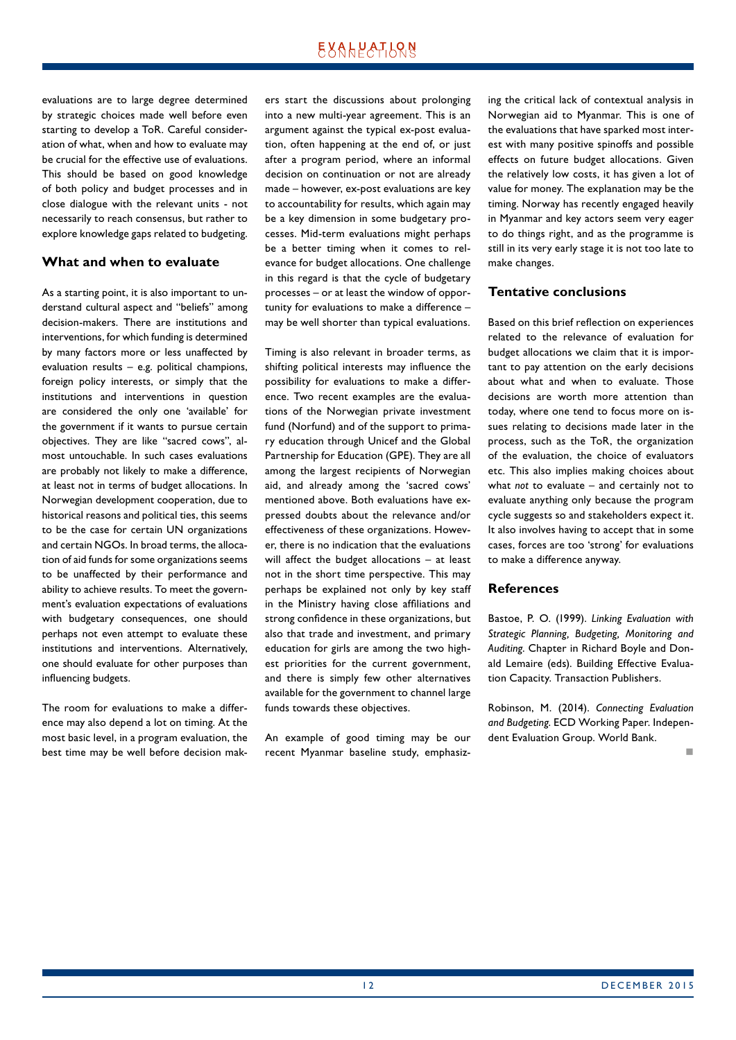evaluations are to large degree determined by strategic choices made well before even starting to develop a ToR. Careful consideration of what, when and how to evaluate may be crucial for the effective use of evaluations. This should be based on good knowledge of both policy and budget processes and in close dialogue with the relevant units - not necessarily to reach consensus, but rather to explore knowledge gaps related to budgeting.

## What and when to evaluate

As a starting point, it is also important to understand cultural aspect and "beliefs" among decision-makers. There are institutions and interventions, for which funding is determined by many factors more or less unaffected by evaluation results – e.g. political champions, foreign policy interests, or simply that the institutions and interventions in question are considered the only one 'available' for the government if it wants to pursue certain objectives. They are like "sacred cows", almost untouchable. In such cases evaluations are probably not likely to make a difference, at least not in terms of budget allocations. In Norwegian development cooperation, due to historical reasons and political ties, this seems to be the case for certain UN organizations and certain NGOs. In broad terms, the allocation of aid funds for some organizations seems to be unaffected by their performance and ability to achieve results. To meet the government's evaluation expectations of evaluations with budgetary consequences, one should perhaps not even attempt to evaluate these institutions and interventions. Alternatively, one should evaluate for other purposes than influencing budgets.

The room for evaluations to make a difference may also depend a lot on timing. At the most basic level, in a program evaluation, the best time may be well before decision makers start the discussions about prolonging into a new multi-year agreement. This is an argument against the typical ex-post evaluation, often happening at the end of, or just after a program period, where an informal decision on continuation or not are already made – however, ex-post evaluations are key to accountability for results, which again may be a key dimension in some budgetary processes. Mid-term evaluations might perhaps be a better timing when it comes to relevance for budget allocations. One challenge in this regard is that the cycle of budgetary processes – or at least the window of opportunity for evaluations to make a difference – may be well shorter than typical evaluations.

Timing is also relevant in broader terms, as shifting political interests may influence the possibility for evaluations to make a difference. Two recent examples are the evaluations of the Norwegian private investment fund (Norfund) and of the support to primary education through Unicef and the Global Partnership for Education (GPE). They are all among the largest recipients of Norwegian aid, and already among the 'sacred cows' mentioned above. Both evaluations have expressed doubts about the relevance and/or effectiveness of these organizations. However, there is no indication that the evaluations will affect the budget allocations – at least not in the short time perspective. This may perhaps be explained not only by key staff in the Ministry having close affiliations and strong confidence in these organizations, but also that trade and investment, and primary education for girls are among the two highest priorities for the current government, and there is simply few other alternatives available for the government to channel large funds towards these objectives.

An example of good timing may be our recent Myanmar baseline study, emphasizing the critical lack of contextual analysis in Norwegian aid to Myanmar. This is one of the evaluations that have sparked most interest with many positive spinoffs and possible effects on future budget allocations. Given the relatively low costs, it has given a lot of value for money. The explanation may be the timing. Norway has recently engaged heavily in Myanmar and key actors seem very eager to do things right, and as the programme is still in its very early stage it is not too late to make changes.

## Tentative conclusions

Based on this brief reflection on experiences related to the relevance of evaluation for budget allocations we claim that it is important to pay attention on the early decisions about what and when to evaluate. Those decisions are worth more attention than today, where one tend to focus more on issues relating to decisions made later in the process, such as the ToR, the organization of the evaluation, the choice of evaluators etc. This also implies making choices about what *not* to evaluate – and certainly not to evaluate anything only because the program cycle suggests so and stakeholders expect it. It also involves having to accept that in some cases, forces are too 'strong' for evaluations to make a difference anyway.

## References

Bastoe, P. O. (1999). *Linking Evaluation with Strategic Planning, Budgeting, Monitoring and Auditing.* Chapter in Richard Boyle and Donald Lemaire (eds). Building Effective Evaluation Capacity. Transaction Publishers.

Robinson, M. (2014). *Connecting Evaluation and Budgeting.* ECD Working Paper. Independent Evaluation Group. World Bank.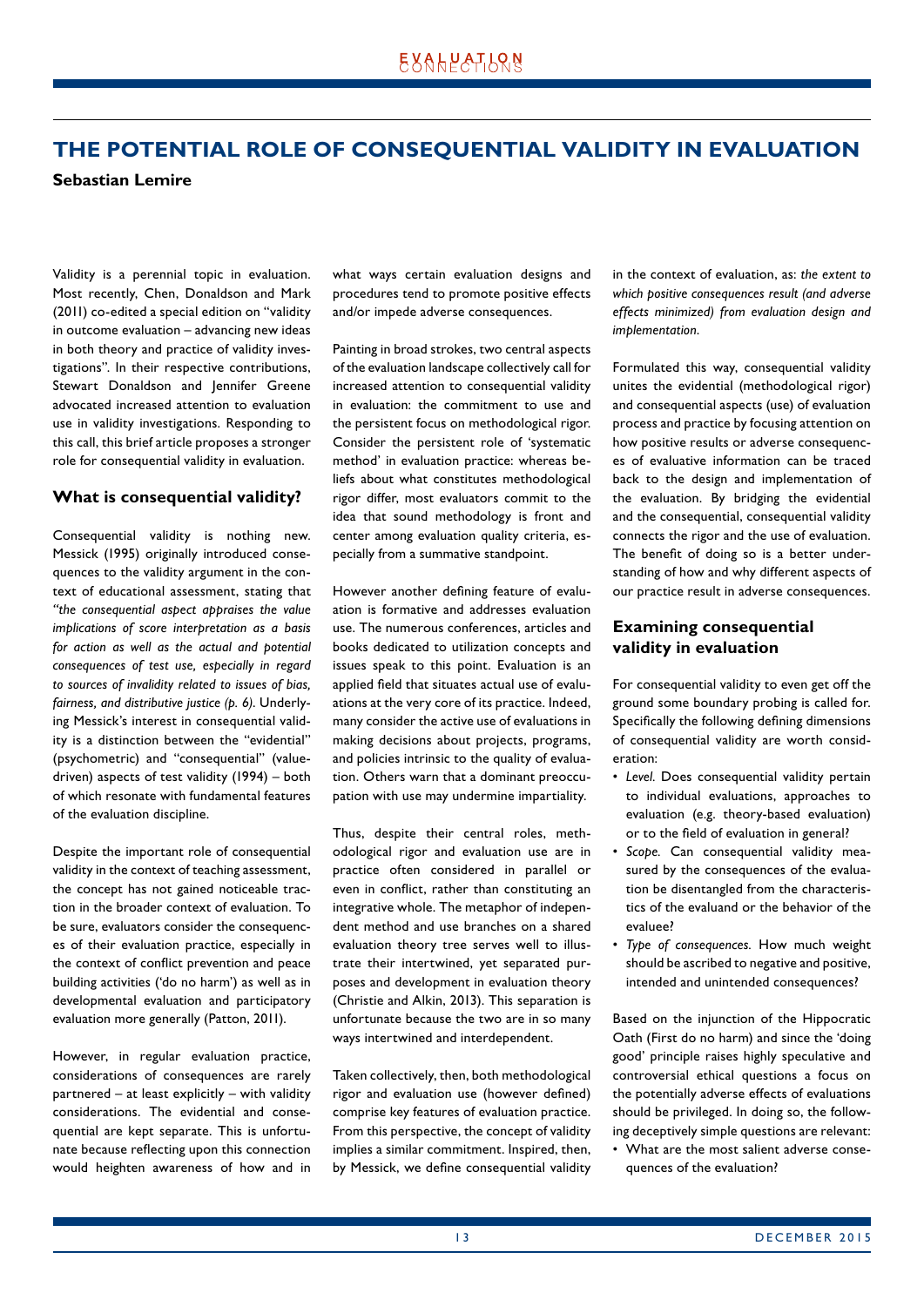# THE POTENTIAL ROLE OF CONSEQUENTIAL VALIDITY IN EVALUATION

**Sebastian Lemire**

Validity is a perennial topic in evaluation. Most recently, Chen, Donaldson and Mark (2011) co-edited a special edition on "validity in outcome evaluation – advancing new ideas in both theory and practice of validity investigations". In their respective contributions, Stewart Donaldson and Jennifer Greene advocated increased attention to evaluation use in validity investigations. Responding to this call, this brief article proposes a stronger role for consequential validity in evaluation.

## What is consequential validity?

Consequential validity is nothing new. Messick (1995) originally introduced consequences to the validity argument in the context of educational assessment, stating that *"the consequential aspect appraises the value implications of score interpretation as a basis for action as well as the actual and potential consequences of test use, especially in regard to sources of invalidity related to issues of bias, fairness, and distributive justice (p. 6)*. Underlying Messick's interest in consequential validity is a distinction between the "evidential" (psychometric) and "consequential" (value-driven) aspects of test validity (1994) – both of which resonate with fundamental features of the evaluation discipline.

Despite the important role of consequential validity in the context of teaching assessment, the concept has not gained noticeable traction in the broader context of evaluation. To be sure, evaluators consider the consequences of their evaluation practice, especially in the context of conflict prevention and peace building activities ('do no harm') as well as in developmental evaluation and participatory evaluation more generally (Patton, 2011).

However, in regular evaluation practice, considerations of consequences are rarely partnered – at least explicitly – with validity considerations. The evidential and consequential are kept separate. This is unfortunate because reflecting upon this connection would heighten awareness of how and in what ways certain evaluation designs and procedures tend to promote positive effects and/or impede adverse consequences.

Painting in broad strokes, two central aspects of the evaluation landscape collectively call for increased attention to consequential validity in evaluation: the commitment to use and the persistent focus on methodological rigor. Consider the persistent role of 'systematic method' in evaluation practice: whereas beliefs about what constitutes methodological rigor differ, most evaluators commit to the idea that sound methodology is front and center among evaluation quality criteria, especially from a summative standpoint.

However another defining feature of evaluation is formative and addresses evaluation use. The numerous conferences, articles and books dedicated to utilization concepts and issues speak to this point. Evaluation is an applied field that situates actual use of evaluations at the very core of its practice. Indeed, many consider the active use of evaluations in making decisions about projects, programs, and policies intrinsic to the quality of evaluations. Others warn that a dominant preoccupation with use may undermine impartiality.

Thus, despite their central roles, methodological rigor and evaluation use are in practice often considered in parallel or even in conflict, rather than constituting an integrative whole. The metaphor of independent method and use branches on a shared evaluation theory tree serves well to illustrate their intertwined, yet separated purposes and development in evaluation theory (Christie and Alkin, 2013). This separation is unfortunate because the two are in so many ways intertwined and interdependent.

Taken collectively, then, both methodological rigor and evaluation use (however defined) comprise key features of evaluation practice. From this perspective, the concept of validity implies a similar commitment. Inspired, then, by Messick, we define consequential validity in the context of evaluation, as: *the extent to which positive consequences result (and adverse effects minimized) from evaluation design and implementation*.

Formulated this way, consequential validity unites the evidential (methodological rigor) and consequential aspects (use) of evaluation process and practice by focusing attention on how positive results or adverse consequences of evaluative information can be traced back to the design and implementation of the evaluation. By bridging the evidential and the consequential, consequential validity connects the rigor and the use of evaluation. The benefit of doing so is a better understanding of how and why different aspects of our practice result in adverse consequences.

## Examining consequential validity in evaluation

For consequential validity to even get off the ground some boundary probing is called for. Specifically the following defining dimensions of consequential validity are worth consideration:

- *Level.* Does consequential validity pertain to individual evaluations, approaches to evaluation (e.g. theory-based evaluation) or to the field of evaluation in general?
- *Scope.* Can consequential validity measured by the consequences of the evaluation be disentangled from the characteristics of the evaluand or the behavior of the evaluee?
- *Type of consequences.* How much weight should be ascribed to negative and positive, intended and unintended consequences?

Based on the injunction of the Hippocratic Oath (First do no harm) and since the 'doing good' principle raises highly speculative and controversial ethical questions a focus on the potentially adverse effects of evaluations should be privileged. In doing so, the following deceptively simple questions are relevant:

- What are the most salient adverse consequences of the evaluation?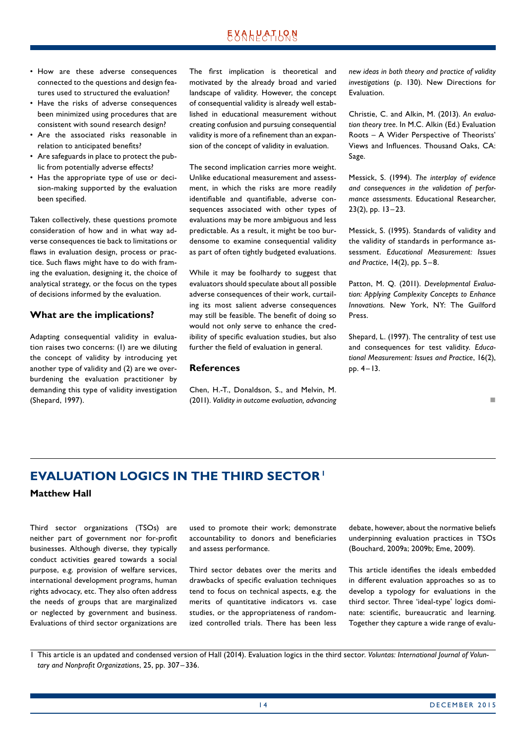- How are these adverse consequences connected to the questions and design features used to structured the evaluation?
- Have the risks of adverse consequences been minimized using procedures that are consistent with sound research design?
- Are the associated risks reasonable in relation to anticipated benefits?
- Are safeguards in place to protect the public from potentially adverse effects?
- Has the appropriate type of use or decision-making supported by the evaluation been specified.

Taken collectively, these questions promote consideration of how and in what way adverse consequences tie back to limitations or flaws in evaluation design, process or practice. Such flaws might have to do with framing the evaluation, designing it, the choice of analytical strategy, or the focus on the types of decisions informed by the evaluation.

## What are the implications?

Adapting consequential validity in evaluation raises two concerns: (1) are we diluting the concept of validity by introducing yet another type of validity and (2) are we overburdening the evaluation practitioner by demanding this type of validity investigation (Shepard, 1997).

The first implication is theoretical and motivated by the already broad and varied landscape of validity. However, the concept of consequential validity is already well established in educational measurement without creating confusion and pursuing consequential validity is more of a refinement than an expansion of the concept of validity in evaluation.

The second implication carries more weight. Unlike educational measurement and assessment, in which the risks are more readily identifiable and quantifiable, adverse consequences associated with other types of evaluations may be more ambiguous and less predictable. As a result, it might be too burdensome to examine consequential validity as part of often tightly budgeted evaluations.

While it may be foolhardy to suggest that evaluators should speculate about all possible adverse consequences of their work, curtailing its most salient adverse consequences may still be feasible. The benefit of doing so would not only serve to enhance the credibility of specific evaluation studies, but also further the field of evaluation in general.

## References

Chen, H.-T., Donaldson, S., and Melvin, M. (2011). *Validity in outcome evaluation, advancing new ideas in both theory and practice of validity investigations* (p. 130). New Directions for Evaluation.

Christie, C. and Alkin, M. (2013). *An evaluation theory tree*. In M.C. Alkin (Ed.) Evaluation Roots – A Wider Perspective of Theorists' Views and Influences. Thousand Oaks, CA: Sage.

Messick, S. (1994). *The interplay of evidence and consequences in the validation of performance assessments*. Educational Researcher, 23(2), pp. 13–23.

Messick, S. (1995). Standards of validity and the validity of standards in performance assessment. *Educational Measurement: Issues and Practice*, 14(2), pp. 5–8.

Patton, M. Q. (2011). *Developmental Evaluation: Applying Complexity Concepts to Enhance Innovations.* New York, NY: The Guilford Press.

Shepard, L. (1997). The centrality of test use and consequences for test validity. *Educational Measurement: Issues and Practice*, 16(2), pp. 4–13.

# EVALUATION LOGICS IN THE THIRD SECTOR[1]

**Matthew Hall**

Third sector organizations (TSOs) are neither part of government nor for-profit businesses. Although diverse, they typically conduct activities geared towards a social purpose, e.g. provision of welfare services, international development programs, human rights advocacy, etc. They also often address the needs of groups that are marginalized or neglected by government and business. Evaluations of third sector organizations are used to promote their work; demonstrate accountability to donors and beneficiaries and assess performance.

Third sector debates over the merits and drawbacks of specific evaluation techniques tend to focus on technical aspects, e.g. the merits of quantitative indicators vs. case studies, or the appropriateness of randomized controlled trials. There has been less debate, however, about the normative beliefs underpinning evaluation practices in TSOs (Bouchard, 2009a; 2009b; Eme, 2009).

This article identifies the ideals embedded in different evaluation approaches so as to develop a typology for evaluations in the third sector. Three 'ideal-type' logics dominate: scientific, bureaucratic and learning. Together they capture a wide range of evalu-

[1] This article is an updated and condensed version of Hall (2014). Evaluation logics in the third sector. *Voluntas: International Journal of Voluntary and Nonprofit Organizations*, 25, pp. 307–336.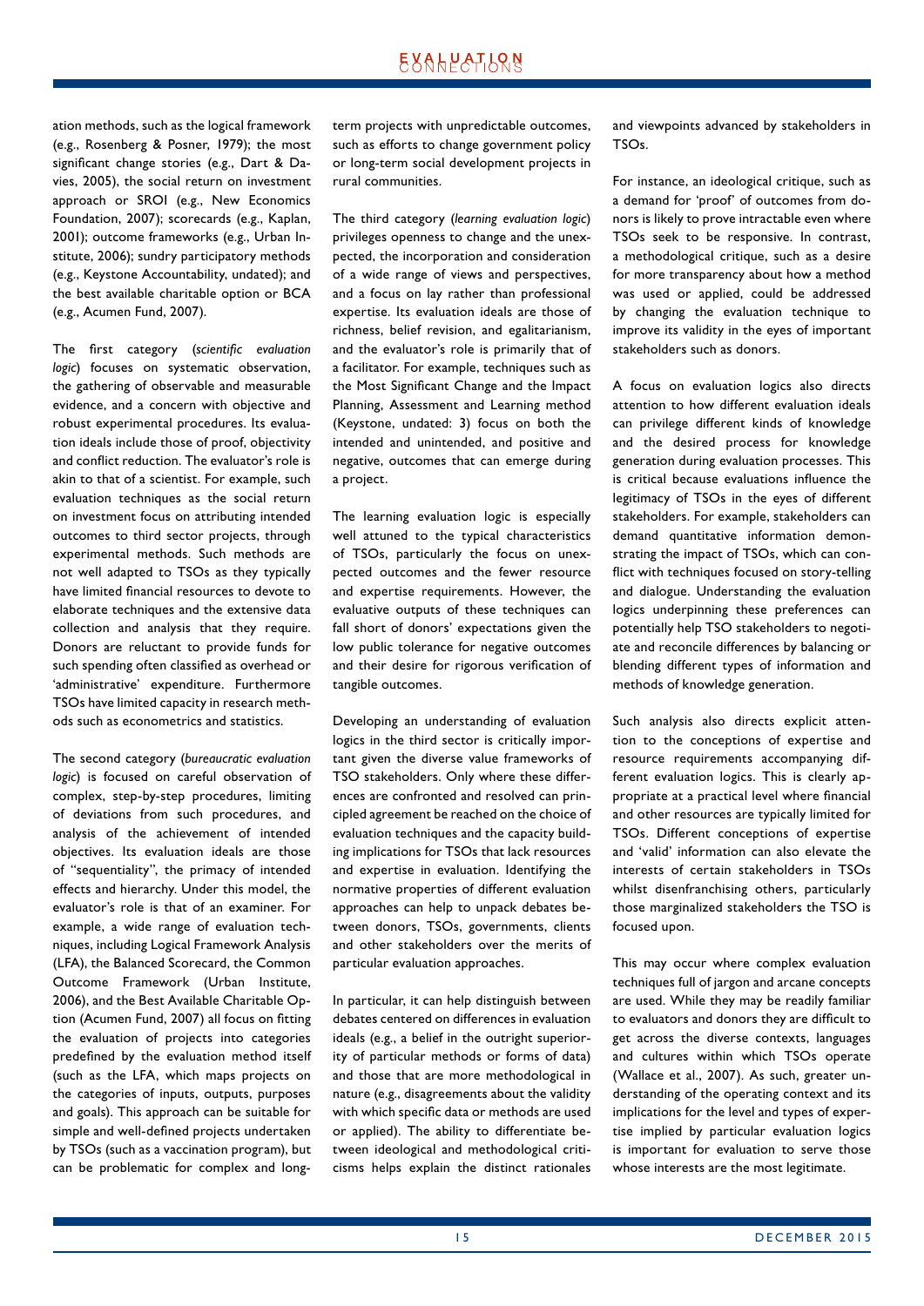ation methods, such as the logical framework (e.g., Rosenberg & Posner, 1979); the most significant change stories (e.g., Dart & Davies, 2005), the social return on investment approach or SROI (e.g., New Economics Foundation, 2007); scorecards (e.g., Kaplan, 2001); outcome frameworks (e.g., Urban Institute, 2006); sundry participatory methods (e.g., Keystone Accountability, undated); and the best available charitable option or BCA (e.g., Acumen Fund, 2007).

The first category (*scientific evaluation logic*) focuses on systematic observation, the gathering of observable and measurable evidence, and a concern with objective and robust experimental procedures. Its evaluation ideals include those of proof, objectivity and conflict reduction. The evaluator's role is akin to that of a scientist. For example, such evaluation techniques as the social return on investment focus on attributing intended outcomes to third sector projects, through experimental methods. Such methods are not well adapted to TSOs as they typically have limited financial resources to devote to elaborate techniques and the extensive data collection and analysis that they require. Donors are reluctant to provide funds for such spending often classified as overhead or 'administrative' expenditure. Furthermore TSOs have limited capacity in research methods such as econometrics and statistics.

The second category (*bureaucratic evaluation logic*) is focused on careful observation of complex, step-by-step procedures, limiting of deviations from such procedures, and analysis of the achievement of intended objectives. Its evaluation ideals are those of "sequentiality", the primacy of intended effects and hierarchy. Under this model, the evaluator's role is that of an examiner. For example, a wide range of evaluation techniques, including Logical Framework Analysis (LFA), the Balanced Scorecard, the Common Outcome Framework (Urban Institute, 2006), and the Best Available Charitable Option (Acumen Fund, 2007) all focus on fitting the evaluation of projects into categories predefined by the evaluation method itself (such as the LFA, which maps projects on the categories of inputs, outputs, purposes and goals). This approach can be suitable for simple and well-defined projects undertaken by TSOs (such as a vaccination program), but can be problematic for complex and long-term projects with unpredictable outcomes, such as efforts to change government policy or long-term social development projects in rural communities.

The third category (*learning evaluation logic*) privileges openness to change and the unexpected, the incorporation and consideration of a wide range of views and perspectives, and a focus on lay rather than professional expertise. Its evaluation ideals are those of richness, belief revision, and egalitarianism, and the evaluator's role is primarily that of a facilitator. For example, techniques such as the Most Significant Change and the Impact Planning, Assessment and Learning method (Keystone, undated: 3) focus on both the intended and unintended, and positive and negative, outcomes that can emerge during a project.

The learning evaluation logic is especially well attuned to the typical characteristics of TSOs, particularly the focus on unexpected outcomes and the fewer resource and expertise requirements. However, the evaluative outputs of these techniques can fall short of donors' expectations given the low public tolerance for negative outcomes and their desire for rigorous verification of tangible outcomes.

Developing an understanding of evaluation logics in the third sector is critically important given the diverse value frameworks of TSO stakeholders. Only where these differences are confronted and resolved can principled agreement be reached on the choice of evaluation techniques and the capacity building implications for TSOs that lack resources and expertise in evaluation. Identifying the normative properties of different evaluation approaches can help to unpack debates between donors, TSOs, governments, clients and other stakeholders over the merits of particular evaluation approaches.

In particular, it can help distinguish between debates centered on differences in evaluation ideals (e.g., a belief in the outright superiority of particular methods or forms of data) and those that are more methodological in nature (e.g., disagreements about the validity with which specific data or methods are used or applied). The ability to differentiate between ideological and methodological criticisms helps explain the distinct rationales and viewpoints advanced by stakeholders in TSOs.

For instance, an ideological critique, such as a demand for 'proof' of outcomes from donors is likely to prove intractable even where TSOs seek to be responsive. In contrast, a methodological critique, such as a desire for more transparency about how a method was used or applied, could be addressed by changing the evaluation technique to improve its validity in the eyes of important stakeholders such as donors.

A focus on evaluation logics also directs attention to how different evaluation ideals can privilege different kinds of knowledge and the desired process for knowledge generation during evaluation processes. This is critical because evaluations influence the legitimacy of TSOs in the eyes of different stakeholders. For example, stakeholders can demand quantitative information demonstrating the impact of TSOs, which can conflict with techniques focused on story-telling and dialogue. Understanding the evaluation logics underpinning these preferences can potentially help TSO stakeholders to negotiate and reconcile differences by balancing or blending different types of information and methods of knowledge generation.

Such analysis also directs explicit attention to the conceptions of expertise and resource requirements accompanying different evaluation logics. This is clearly appropriate at a practical level where financial and other resources are typically limited for TSOs. Different conceptions of expertise and 'valid' information can also elevate the interests of certain stakeholders in TSOs whilst disenfranchising others, particularly those marginalized stakeholders the TSO is focused upon.

This may occur where complex evaluation techniques full of jargon and arcane concepts are used. While they may be readily familiar to evaluators and donors they are difficult to get across the diverse contexts, languages and cultures within which TSOs operate (Wallace et al., 2007). As such, greater understanding of the operating context and its implications for the level and types of expertise implied by particular evaluation logics is important for evaluation to serve those whose interests are the most legitimate.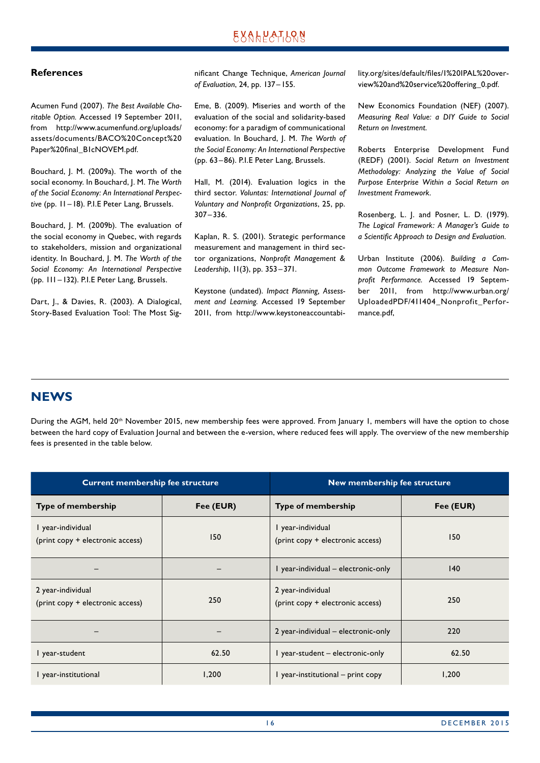## References

Acumen Fund (2007). *The Best Available Charitable Option.* Accessed 19 September 2011, from http://www.acumenfund.org/uploads/assets/documents/BACO%20Concept%20Paper%20final_B1cNOVEM.pdf.

Bouchard, J. M. (2009a). The worth of the social economy. In Bouchard, J. M. *The Worth of the Social Economy: An International Perspective* (pp. 11 – 18). P.I.E Peter Lang, Brussels.

Bouchard, J. M. (2009b). The evaluation of the social economy in Quebec, with regards to stakeholders, mission and organizational identity. In Bouchard, J. M. *The Worth of the Social Economy: An International Perspective* (pp. 111 – 132). P.I.E Peter Lang, Brussels.

Dart, J., & Davies, R. (2003). A Dialogical, Story-Based Evaluation Tool: The Most Significant Change Technique, *American Journal of Evaluation*, 24, pp. 137 – 155.

Eme, B. (2009). Miseries and worth of the evaluation of the social and solidarity-based economy: for a paradigm of communicational evaluation. In Bouchard, J. M. *The Worth of the Social Economy: An International Perspective* (pp. 63 – 86). P.I.E Peter Lang, Brussels.

Hall, M. (2014). Evaluation logics in the third sector. *Voluntas: International Journal of Voluntary and Nonprofit Organizations*, 25, pp. 307 – 336.

Kaplan, R. S. (2001). Strategic performance measurement and management in third sector organizations, *Nonprofit Management & Leadership*, 11(3), pp. 353 – 371.

Keystone (undated). *Impact Planning, Assessment and Learning.* Accessed 19 September 2011, from http://www.keystoneaccountability.org/sites/default/files/1%20IPAL%20overview%20and%20service%20offering_0.pdf.

New Economics Foundation (NEF) (2007). *Measuring Real Value: a DIY Guide to Social Return on Investment.*

Roberts Enterprise Development Fund (REDF) (2001). *Social Return on Investment Methodology: Analyzing the Value of Social Purpose Enterprise Within a Social Return on Investment Framework*.

Rosenberg, L. J. and Posner, L. D. (1979). *The Logical Framework: A Manager's Guide to a Scientific Approach to Design and Evaluation.*

Urban Institute (2006). *Building a Common Outcome Framework to Measure Nonprofit Performance.* Accessed 19 September 2011, from http://www.urban.org/UploadedPDF/411404_Nonprofit_Performance.pdf,

# NEWS

During the AGM, held 20th November 2015, new membership fees were approved. From January 1, members will have the option to chose between the hard copy of Evaluation Journal and between the e-version, where reduced fees will apply. The overview of the new membership fees is presented in the table below.

| Current membership fee structure | | New membership fee structure | |
|---|---|---|---|
| **Type of membership** | **Fee (EUR)** | **Type of membership** | **Fee (EUR)** |
| 1 year-individual (print copy + electronic access) | 150 | 1 year-individual (print copy + electronic access) | 150 |
| – | – | 1 year-individual – electronic-only | 140 |
| 2 year-individual (print copy + electronic access) | 250 | 2 year-individual (print copy + electronic access) | 250 |
| – | – | 2 year-individual – electronic-only | 220 |
| 1 year-student | 62.50 | 1 year-student – electronic-only | 62.50 |
| 1 year-institutional | 1,200 | 1 year-institutional – print copy | 1,200 |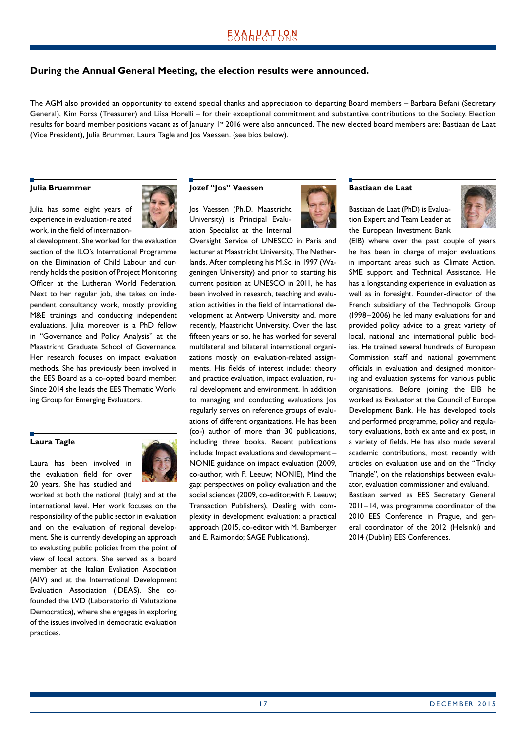## During the Annual General Meeting, the election results were announced.

The AGM also provided an opportunity to extend special thanks and appreciation to departing Board members – Barbara Befani (Secretary General), Kim Forss (Treasurer) and Liisa Horelli – for their exceptional commitment and substantive contributions to the Society. Election results for board member positions vacant as of January 1st 2016 were also announced. The new elected board members are: Bastiaan de Laat (Vice President), Julia Brummer, Laura Tagle and Jos Vaessen. (see bios below).

### Julia Bruemmer

Julia has some eight years of experience in evaluation-related work, in the field of international development. She worked for the evaluation section of the ILO's International Programme on the Elimination of Child Labour and currently holds the position of Project Monitoring Officer at the Lutheran World Federation. Next to her regular job, she takes on independent consultancy work, mostly providing M&E trainings and conducting independent evaluations. Julia moreover is a PhD fellow in "Governance and Policy Analysis" at the Maastricht Graduate School of Governance. Her research focuses on impact evaluation methods. She has previously been involved in the EES Board as a co-opted board member. Since 2014 she leads the EES Thematic Working Group for Emerging Evaluators.

### Laura Tagle

Laura has been involved in the evaluation field for over 20 years. She has studied and worked at both the national (Italy) and at the international level. Her work focuses on the responsibility of the public sector in evaluation and on the evaluation of regional development. She is currently developing an approach to evaluating public policies from the point of view of local actors. She served as a board member at the Italian Evaliation Association (AIV) and at the International Development Evaluation Association (IDEAS). She co-founded the LVD (Laboratorio di Valutazione Democratica), where she engages in exploring of the issues involved in democratic evaluation practices.

### Jozef "Jos" Vaessen

Jos Vaessen (Ph.D. Maastricht University) is Principal Evaluation Specialist at the Internal Oversight Service of UNESCO in Paris and lecturer at Maastricht University, The Netherlands. After completing his M.Sc. in 1997 (Wageningen University) and prior to starting his current position at UNESCO in 2011, he has been involved in research, teaching and evaluation activities in the field of international development at Antwerp University and, more recently, Maastricht University. Over the last fifteen years or so, he has worked for several multilateral and bilateral international organizations mostly on evaluation-related assignments. His fields of interest include: theory and practice evaluation, impact evaluation, rural development and environment. In addition to managing and conducting evaluations Jos regularly serves on reference groups of evaluations of different organizations. He has been (co-) author of more than 30 publications, including three books. Recent publications include: Impact evaluations and development – NONIE guidance on impact evaluation (2009, co-author, with F. Leeuw; NONIE), Mind the gap: perspectives on policy evaluation and the social sciences (2009, co-editor,with F. Leeuw; Transaction Publishers), Dealing with complexity in development evaluation: a practical approach (2015, co-editor with M. Bamberger and E. Raimondo; SAGE Publications).

### Bastiaan de Laat

Bastiaan de Laat (PhD) is Evaluation Expert and Team Leader at the European Investment Bank (EIB) where over the past couple of years he has been in charge of major evaluations in important areas such as Climate Action, SME support and Technical Assistance. He has a longstanding experience in evaluation as well as in foresight. Founder-director of the French subsidiary of the Technopolis Group (1998–2006) he led many evaluations for and provided policy advice to a great variety of local, national and international public bodies. He trained several hundreds of European Commission staff and national government officials in evaluation and designed monitoring and evaluation systems for various public organisations. Before joining the EIB he worked as Evaluator at the Council of Europe Development Bank. He has developed tools and performed programme, policy and regulatory evaluations, both ex ante and ex post, in a variety of fields. He has also made several academic contributions, most recently with articles on evaluation use and on the "Tricky Triangle", on the relationships between evaluator, evaluation commissioner and evaluand. Bastiaan served as EES Secretary General 2011–14, was programme coordinator of the 2010 EES Conference in Prague, and general coordinator of the 2012 (Helsinki) and 2014 (Dublin) EES Conferences.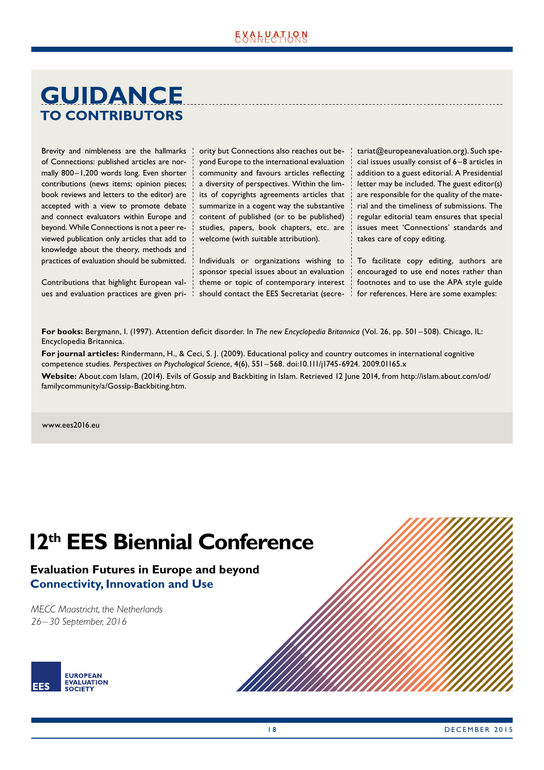# GUIDANCE
## TO CONTRIBUTORS

Brevity and nimbleness are the hallmarks of Connections: published articles are normally 800–1,200 words long. Even shorter contributions (news items; opinion pieces; book reviews and letters to the editor) are accepted with a view to promote debate and connect evaluators within Europe and beyond. While Connections is not a peer reviewed publication only articles that add to knowledge about the theory, methods and practices of evaluation should be submitted.

Contributions that highlight European values and evaluation practices are given priority but Connections also reaches out beyond Europe to the international evaluation community and favours articles reflecting a diversity of perspectives. Within the limits of copyrights agreements articles that summarize in a cogent way the substantive content of published (or to be published) studies, papers, book chapters, etc. are welcome (with suitable attribution).

Individuals or organizations wishing to sponsor special issues about an evaluation theme or topic of contemporary interest should contact the EES Secretariat (secretariat@europeanevaluation.org). Such special issues usually consist of 6–8 articles in addition to a guest editorial. A Presidential letter may be included. The guest editor(s) are responsible for the quality of the material and the timeliness of submissions. The regular editorial team ensures that special issues meet 'Connections' standards and takes care of copy editing.

To facilitate copy editing, authors are encouraged to use end notes rather than footnotes and to use the APA style guide for references. Here are some examples:

**For books:** Bergmann, I. (1997). Attention deficit disorder. In *The new Encyclopedia Britannica* (Vol. 26, pp. 501–508). Chicago, IL: Encyclopedia Britannica.

**For journal articles:** Rindermann, H., & Ceci, S. J. (2009). Educational policy and country outcomes in international cognitive competence studies. *Perspectives on Psychological Science*, 4(6), 551–568. doi:10.111/j1745-6924. 2009.01165.x

**Website:** About.com Islam, (2014). Evils of Gossip and Backbiting in Islam. Retrieved 12 June 2014, from http://islam.about.com/od/familycommunity/a/Gossip-Backbiting.htm.

www.ees2016.eu

# 12th EES Biennial Conference

**Evaluation Futures in Europe and beyond**
**Connectivity, Innovation and Use**

*MECC Maastricht, the Netherlands*
*26–30 September, 2016*

EES EUROPEAN EVALUATION SOCIETY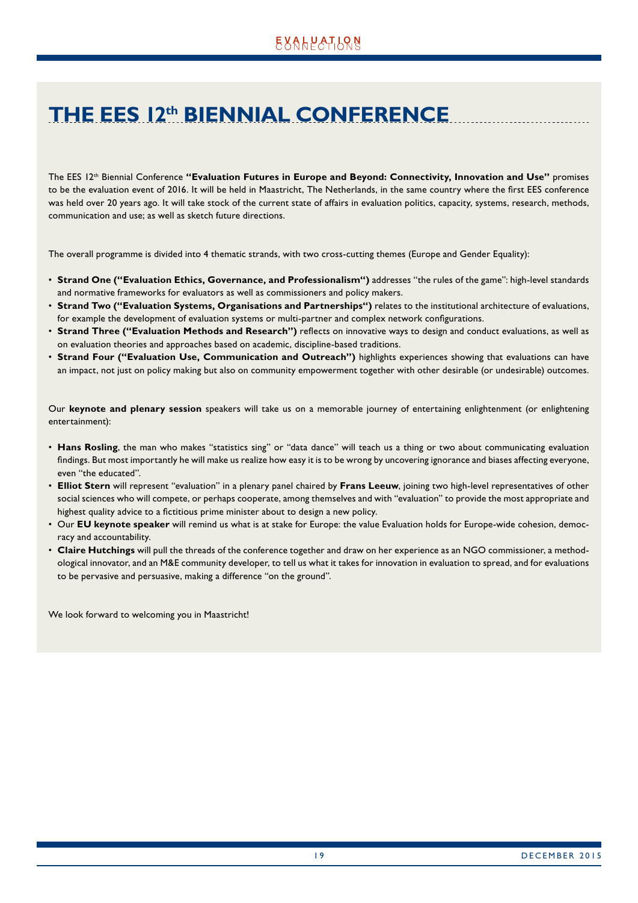# THE EES 12th BIENNIAL CONFERENCE

The EES 12th Biennial Conference **"Evaluation Futures in Europe and Beyond: Connectivity, Innovation and Use"** promises to be the evaluation event of 2016. It will be held in Maastricht, The Netherlands, in the same country where the first EES conference was held over 20 years ago. It will take stock of the current state of affairs in evaluation politics, capacity, systems, research, methods, communication and use; as well as sketch future directions.

The overall programme is divided into 4 thematic strands, with two cross-cutting themes (Europe and Gender Equality):

- **Strand One ("Evaluation Ethics, Governance, and Professionalism")** addresses "the rules of the game": high-level standards and normative frameworks for evaluators as well as commissioners and policy makers.
- **Strand Two ("Evaluation Systems, Organisations and Partnerships")** relates to the institutional architecture of evaluations, for example the development of evaluation systems or multi-partner and complex network configurations.
- **Strand Three ("Evaluation Methods and Research")** reflects on innovative ways to design and conduct evaluations, as well as on evaluation theories and approaches based on academic, discipline-based traditions.
- **Strand Four ("Evaluation Use, Communication and Outreach")** highlights experiences showing that evaluations can have an impact, not just on policy making but also on community empowerment together with other desirable (or undesirable) outcomes.

Our **keynote and plenary session** speakers will take us on a memorable journey of entertaining enlightenment (or enlightening entertainment):

- **Hans Rosling**, the man who makes "statistics sing" or "data dance" will teach us a thing or two about communicating evaluation findings. But most importantly he will make us realize how easy it is to be wrong by uncovering ignorance and biases affecting everyone, even "the educated".
- **Elliot Stern** will represent "evaluation" in a plenary panel chaired by **Frans Leeuw**, joining two high-level representatives of other social sciences who will compete, or perhaps cooperate, among themselves and with "evaluation" to provide the most appropriate and highest quality advice to a fictitious prime minister about to design a new policy.
- Our **EU keynote speaker** will remind us what is at stake for Europe: the value Evaluation holds for Europe-wide cohesion, democracy and accountability.
- **Claire Hutchings** will pull the threads of the conference together and draw on her experience as an NGO commissioner, a methodological innovator, and an M&E community developer, to tell us what it takes for innovation in evaluation to spread, and for evaluations to be pervasive and persuasive, making a difference "on the ground".

We look forward to welcoming you in Maastricht!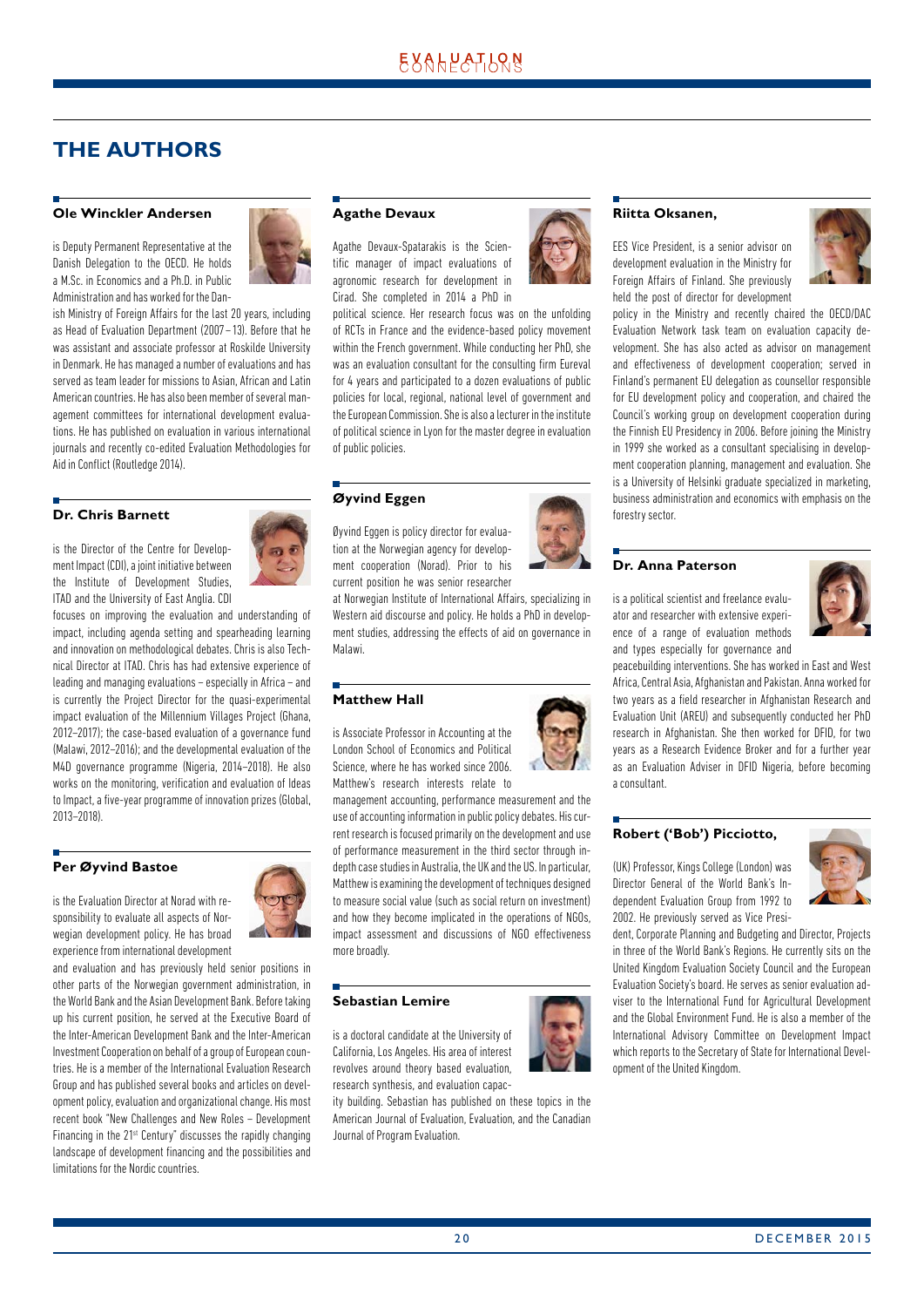# THE AUTHORS

### Ole Winckler Andersen

is Deputy Permanent Representative at the Danish Delegation to the OECD. He holds a M.Sc. in Economics and a Ph.D. in Public Administration and has worked for the Danish Ministry of Foreign Affairs for the last 20 years, including as Head of Evaluation Department (2007 – 13). Before that he was assistant and associate professor at Roskilde University in Denmark. He has managed a number of evaluations and has served as team leader for missions to Asian, African and Latin American countries. He has also been member of several management committees for international development evaluations. He has published on evaluation in various international journals and recently co-edited Evaluation Methodologies for Aid in Conflict (Routledge 2014).

### Dr. Chris Barnett

is the Director of the Centre for Development Impact (CDI), a joint initiative between the Institute of Development Studies, ITAD and the University of East Anglia. CDI focuses on improving the evaluation and understanding of impact, including agenda setting and spearheading learning and innovation on methodological debates. Chris is also Technical Director at ITAD. Chris has had extensive experience of leading and managing evaluations – especially in Africa – and is currently the Project Director for the quasi-experimental impact evaluation of the Millennium Villages Project (Ghana, 2012–2017); the case-based evaluation of a governance fund (Malawi, 2012–2016); and the developmental evaluation of the M4D governance programme (Nigeria, 2014–2018). He also works on the monitoring, verification and evaluation of Ideas to Impact, a five-year programme of innovation prizes (Global, 2013–2018).

### Per Øyvind Bastoe

is the Evaluation Director at Norad with responsibility to evaluate all aspects of Norwegian development policy. He has broad experience from international development and evaluation and has previously held senior positions in other parts of the Norwegian government administration, in the World Bank and the Asian Development Bank. Before taking up his current position, he served at the Executive Board of the Inter-American Development Bank and the Inter-American Investment Cooperation on behalf of a group of European countries. He is a member of the International Evaluation Research Group and has published several books and articles on development policy, evaluation and organizational change. His most recent book "New Challenges and New Roles – Development Financing in the 21st Century" discusses the rapidly changing landscape of development financing and the possibilities and limitations for the Nordic countries.

### Agathe Devaux

Agathe Devaux-Spatarakis is the Scientific manager of impact evaluations of agronomic research for development in Cirad. She completed in 2014 a PhD in political science. Her research focus was on the unfolding of RCTs in France and the evidence-based policy movement within the French government. While conducting her PhD, she was an evaluation consultant for the consulting firm Eureval for 4 years and participated to a dozen evaluations of public policies for local, regional, national level of government and the European Commission. She is also a lecturer in the institute of political science in Lyon for the master degree in evaluation of public policies.

### Øyvind Eggen

Øyvind Eggen is policy director for evaluation at the Norwegian agency for development cooperation (Norad). Prior to his current position he was senior researcher at Norwegian Institute of International Affairs, specializing in Western aid discourse and policy. He holds a PhD in development studies, addressing the effects of aid on governance in Malawi.

### Matthew Hall

is Associate Professor in Accounting at the London School of Economics and Political Science, where he has worked since 2006. Matthew's research interests relate to management accounting, performance measurement and the use of accounting information in public policy debates. His current research is focused primarily on the development and use of performance measurement in the third sector through in-depth case studies in Australia, the UK and the US. In particular, Matthew is examining the development of techniques designed to measure social value (such as social return on investment) and how they become implicated in the operations of NGOs, impact assessment and discussions of NGO effectiveness more broadly.

### Sebastian Lemire

is a doctoral candidate at the University of California, Los Angeles. His area of interest revolves around theory based evaluation, research synthesis, and evaluation capacity building. Sebastian has published on these topics in the American Journal of Evaluation, Evaluation, and the Canadian Journal of Program Evaluation.

### Riitta Oksanen,

EES Vice President, is a senior advisor on development evaluation in the Ministry for Foreign Affairs of Finland. She previously held the post of director for development policy in the Ministry and recently chaired the OECD/DAC Evaluation Network task team on evaluation capacity development. She has also acted as advisor on management and effectiveness of development cooperation; served in Finland's permanent EU delegation as counsellor responsible for EU development policy and cooperation, and chaired the Council's working group on development cooperation during the Finnish EU Presidency in 2006. Before joining the Ministry in 1999 she worked as a consultant specialising in development cooperation planning, management and evaluation. She is a University of Helsinki graduate specialized in marketing, business administration and economics with emphasis on the forestry sector.

### Dr. Anna Paterson

is a political scientist and freelance evaluator and researcher with extensive experience of a range of evaluation methods and types especially for governance and peacebuilding interventions. She has worked in East and West Africa, Central Asia, Afghanistan and Pakistan. Anna worked for two years as a field researcher in Afghanistan Research and Evaluation Unit (AREU) and subsequently conducted her PhD research in Afghanistan. She then worked for DFID, for two years as a Research Evidence Broker and for a further year as an Evaluation Adviser in DFID Nigeria, before becoming a consultant.

### Robert ('Bob') Picciotto,

(UK) Professor, Kings College (London) was Director General of the World Bank's Independent Evaluation Group from 1992 to 2002. He previously served as Vice President, Corporate Planning and Budgeting and Director, Projects in three of the World Bank's Regions. He currently sits on the United Kingdom Evaluation Society Council and the European Evaluation Society's board. He serves as senior evaluation adviser to the International Fund for Agricultural Development and the Global Environment Fund. He is also a member of the International Advisory Committee on Development Impact which reports to the Secretary of State for International Development of the United Kingdom.